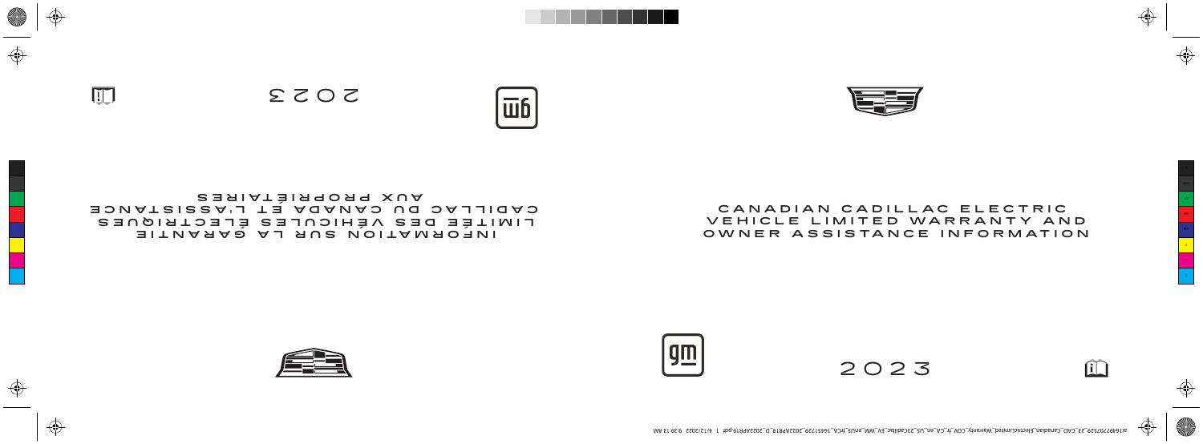# CANADIAN CADILLAC ELECTRIC VEHICLE LIMITED WARRANTY AND OWNER ASSISTANCE INFORMATION

2023

# INFORMATION SUR LA GARANTIE LIMITÉE DES VÉHICULES ÉLECTRIQUES CADILLAC DU CANADA ET L'ASSISTANCE AUX PROPRIÉTAIRES

2023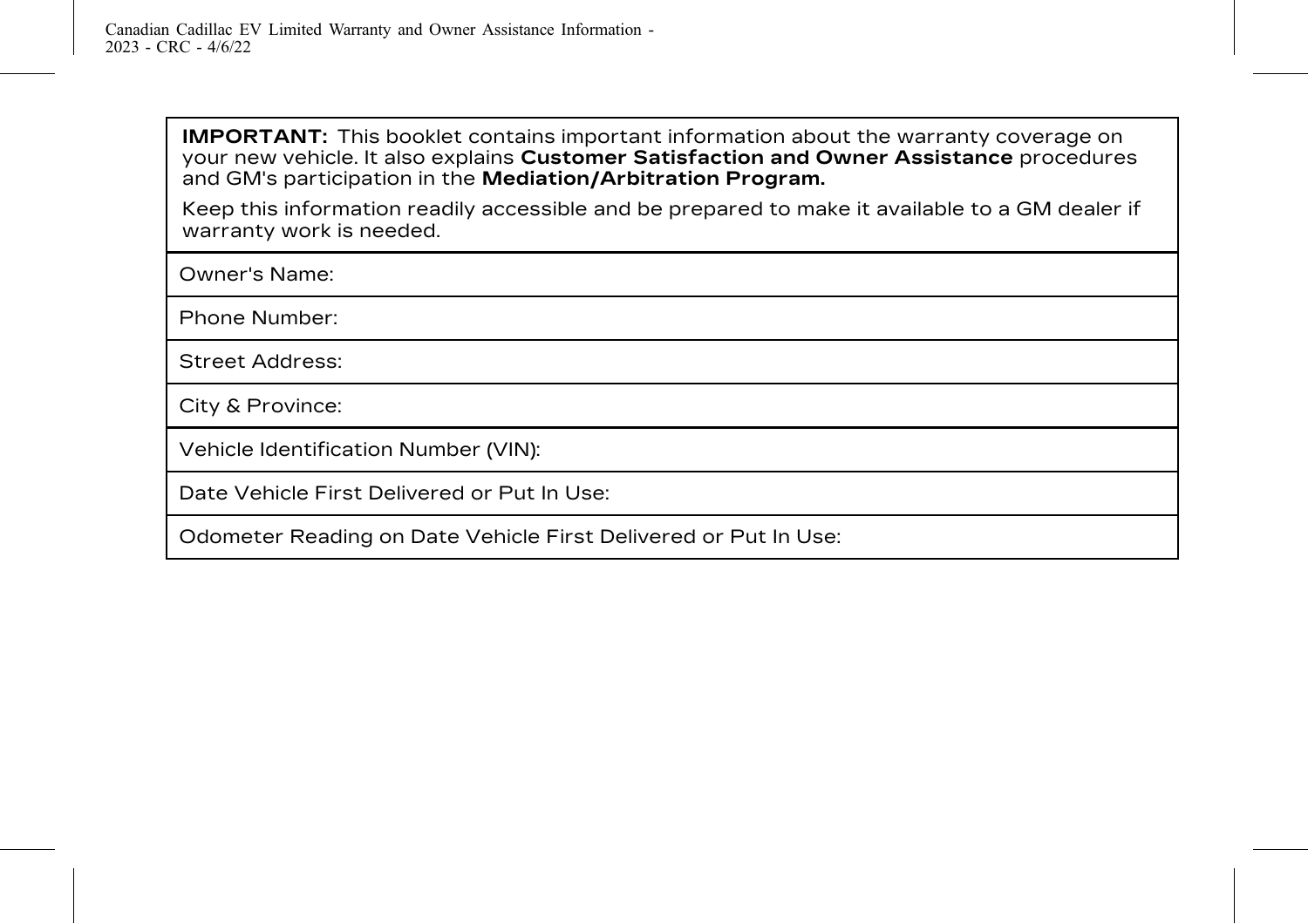**IMPORTANT:** This booklet contains important information about the warranty coverage on your new vehicle. It also explains **Customer Satisfaction and Owner Assistance** procedures and GM's participation in the **Mediation/Arbitration Program.**

Keep this information readily accessible and be prepared to make it available to a GM dealer if warranty work is needed.

| Owner's Name: |
| --- |
| Phone Number: |
| Street Address: |
| City & Province: |
| Vehicle Identification Number (VIN): |
| Date Vehicle First Delivered or Put In Use: |
| Odometer Reading on Date Vehicle First Delivered or Put In Use: |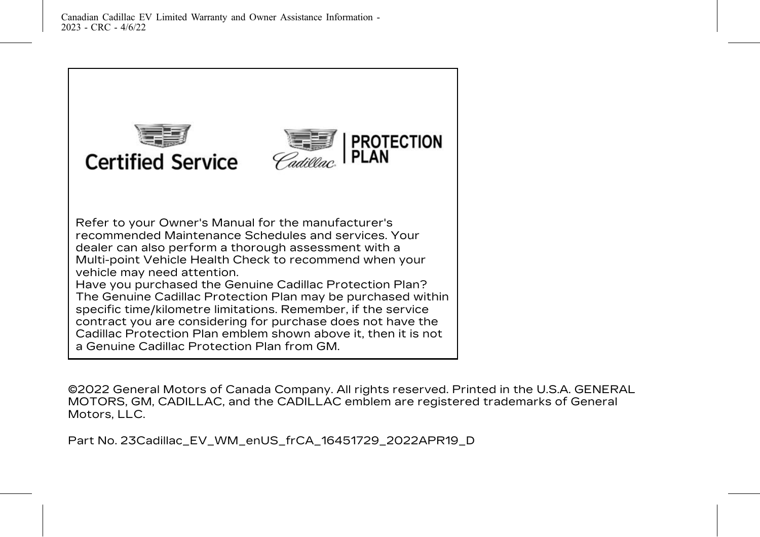Certified Service

Cadillac | PROTECTION PLAN

Refer to your Owner's Manual for the manufacturer's recommended Maintenance Schedules and services. Your dealer can also perform a thorough assessment with a Multi-point Vehicle Health Check to recommend when your vehicle may need attention.

Have you purchased the Genuine Cadillac Protection Plan? The Genuine Cadillac Protection Plan may be purchased within specific time/kilometre limitations. Remember, if the service contract you are considering for purchase does not have the Cadillac Protection Plan emblem shown above it, then it is not a Genuine Cadillac Protection Plan from GM.

©2022 General Motors of Canada Company. All rights reserved. Printed in the U.S.A. GENERAL MOTORS, GM, CADILLAC, and the CADILLAC emblem are registered trademarks of General Motors, LLC.

Part No. 23Cadillac_EV_WM_enUS_frCA_16451729_2022APR19_D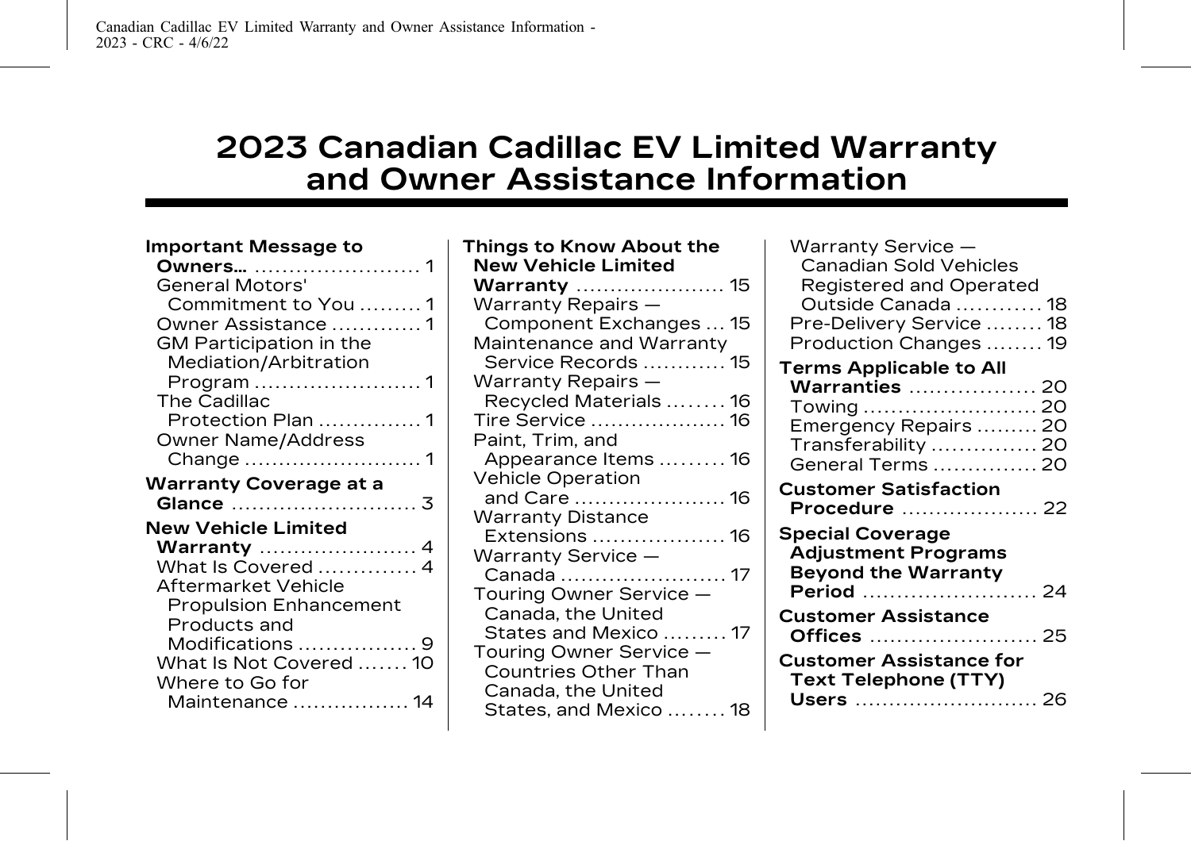# 2023 Canadian Cadillac EV Limited Warranty and Owner Assistance Information

**Important Message to Owners...** 1
- General Motors' Commitment to You 1
- Owner Assistance 1
- GM Participation in the Mediation/Arbitration Program 1
- The Cadillac Protection Plan 1
- Owner Name/Address Change 1

**Warranty Coverage at a Glance** 3

**New Vehicle Limited Warranty** 4
- What Is Covered 4
- Aftermarket Vehicle Propulsion Enhancement Products and Modifications 9
- What Is Not Covered 10
- Where to Go for Maintenance 14

**Things to Know About the New Vehicle Limited Warranty** 15
- Warranty Repairs — Component Exchanges 15
- Maintenance and Warranty Service Records 15
- Warranty Repairs — Recycled Materials 16
- Tire Service 16
- Paint, Trim, and Appearance Items 16
- Vehicle Operation and Care 16
- Warranty Distance Extensions 16
- Warranty Service — Canada 17
- Touring Owner Service — Canada, the United States and Mexico 17
- Touring Owner Service — Countries Other Than Canada, the United States, and Mexico 18
- Warranty Service — Canadian Sold Vehicles Registered and Operated Outside Canada 18
- Pre-Delivery Service 18
- Production Changes 19

**Terms Applicable to All Warranties** 20
- Towing 20
- Emergency Repairs 20
- Transferability 20
- General Terms 20

**Customer Satisfaction Procedure** 22

**Special Coverage Adjustment Programs Beyond the Warranty Period** 24

**Customer Assistance Offices** 25

**Customer Assistance for Text Telephone (TTY) Users** 26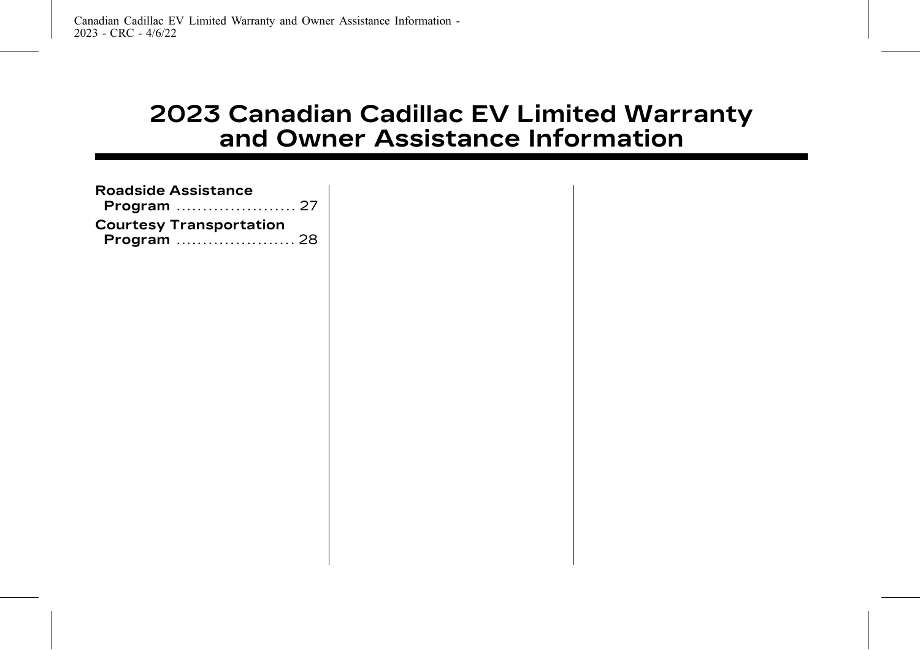# 2023 Canadian Cadillac EV Limited Warranty and Owner Assistance Information

**Roadside Assistance Program** ...................... 27

**Courtesy Transportation Program** ...................... 28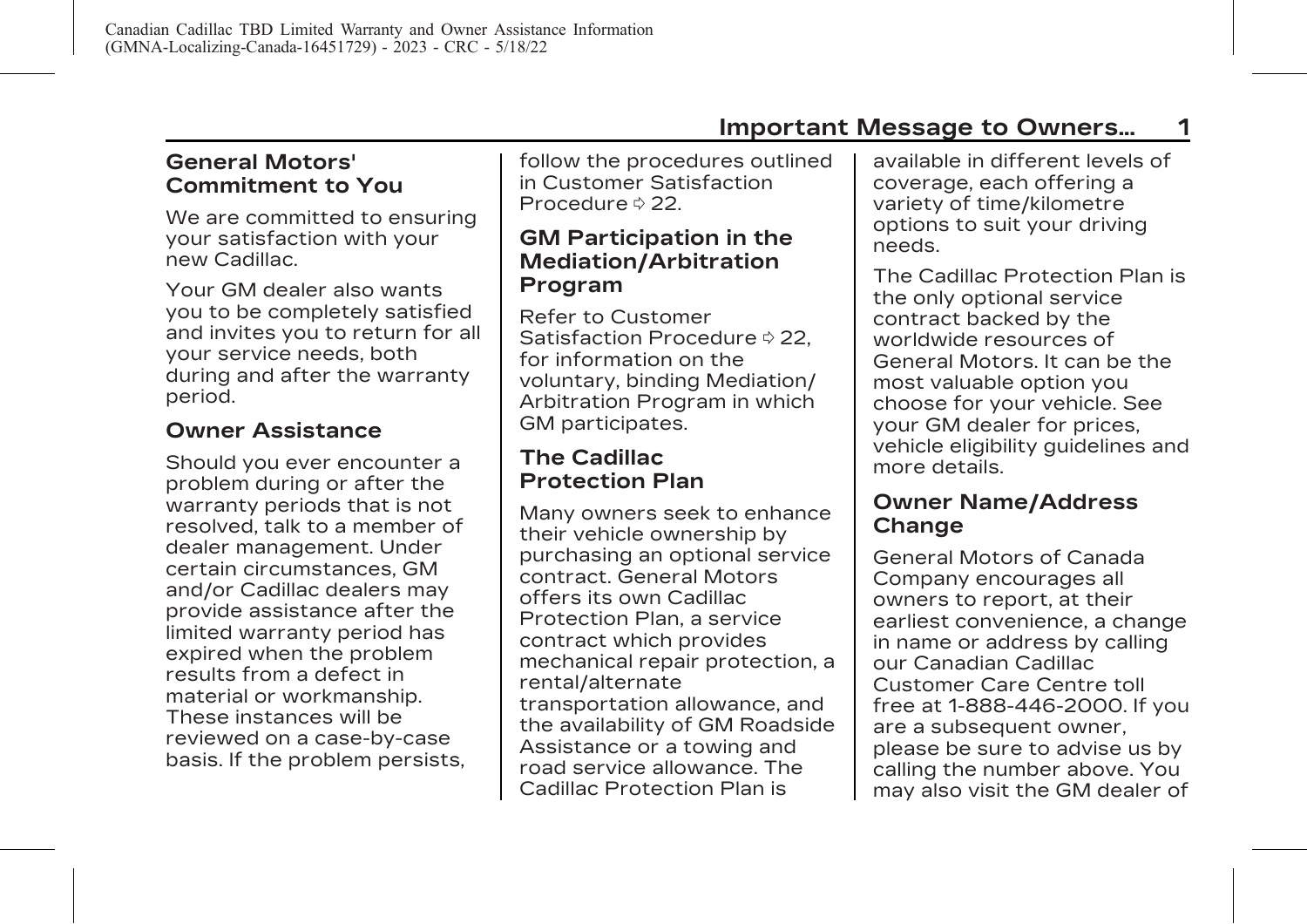## General Motors' Commitment to You

We are committed to ensuring your satisfaction with your new Cadillac.

Your GM dealer also wants you to be completely satisfied and invites you to return for all your service needs, both during and after the warranty period.

## Owner Assistance

Should you ever encounter a problem during or after the warranty periods that is not resolved, talk to a member of dealer management. Under certain circumstances, GM and/or Cadillac dealers may provide assistance after the limited warranty period has expired when the problem results from a defect in material or workmanship. These instances will be reviewed on a case-by-case basis. If the problem persists, follow the procedures outlined in Customer Satisfaction Procedure ⇨ 22.

## GM Participation in the Mediation/Arbitration Program

Refer to Customer Satisfaction Procedure ⇨ 22, for information on the voluntary, binding Mediation/ Arbitration Program in which GM participates.

## The Cadillac Protection Plan

Many owners seek to enhance their vehicle ownership by purchasing an optional service contract. General Motors offers its own Cadillac Protection Plan, a service contract which provides mechanical repair protection, a rental/alternate transportation allowance, and the availability of GM Roadside Assistance or a towing and road service allowance. The Cadillac Protection Plan is available in different levels of coverage, each offering a variety of time/kilometre options to suit your driving needs.

The Cadillac Protection Plan is the only optional service contract backed by the worldwide resources of General Motors. It can be the most valuable option you choose for your vehicle. See your GM dealer for prices, vehicle eligibility guidelines and more details.

## Owner Name/Address Change

General Motors of Canada Company encourages all owners to report, at their earliest convenience, a change in name or address by calling our Canadian Cadillac Customer Care Centre toll free at 1-888-446-2000. If you are a subsequent owner, please be sure to advise us by calling the number above. You may also visit the GM dealer of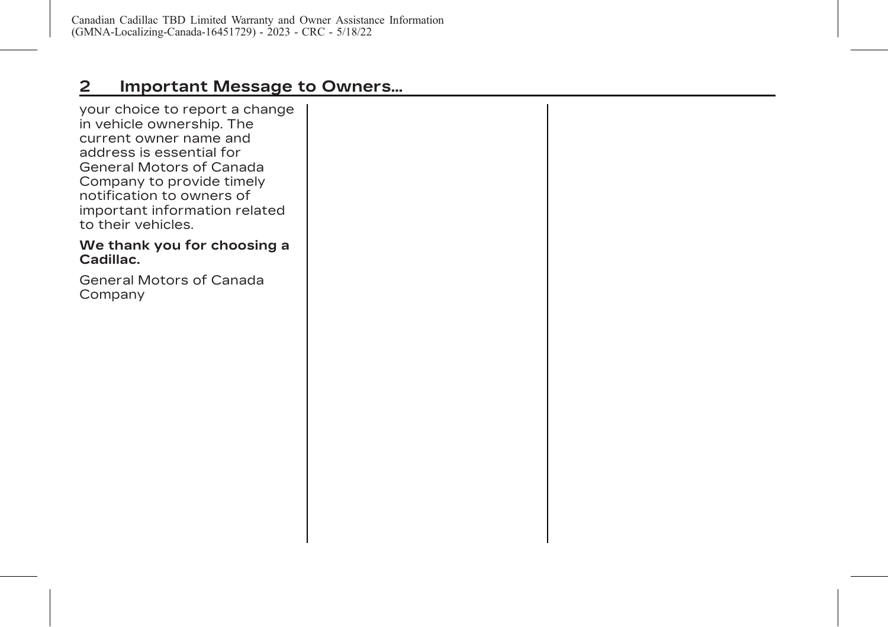your choice to report a change in vehicle ownership. The current owner name and address is essential for General Motors of Canada Company to provide timely notification to owners of important information related to their vehicles.

**We thank you for choosing a Cadillac.**

General Motors of Canada Company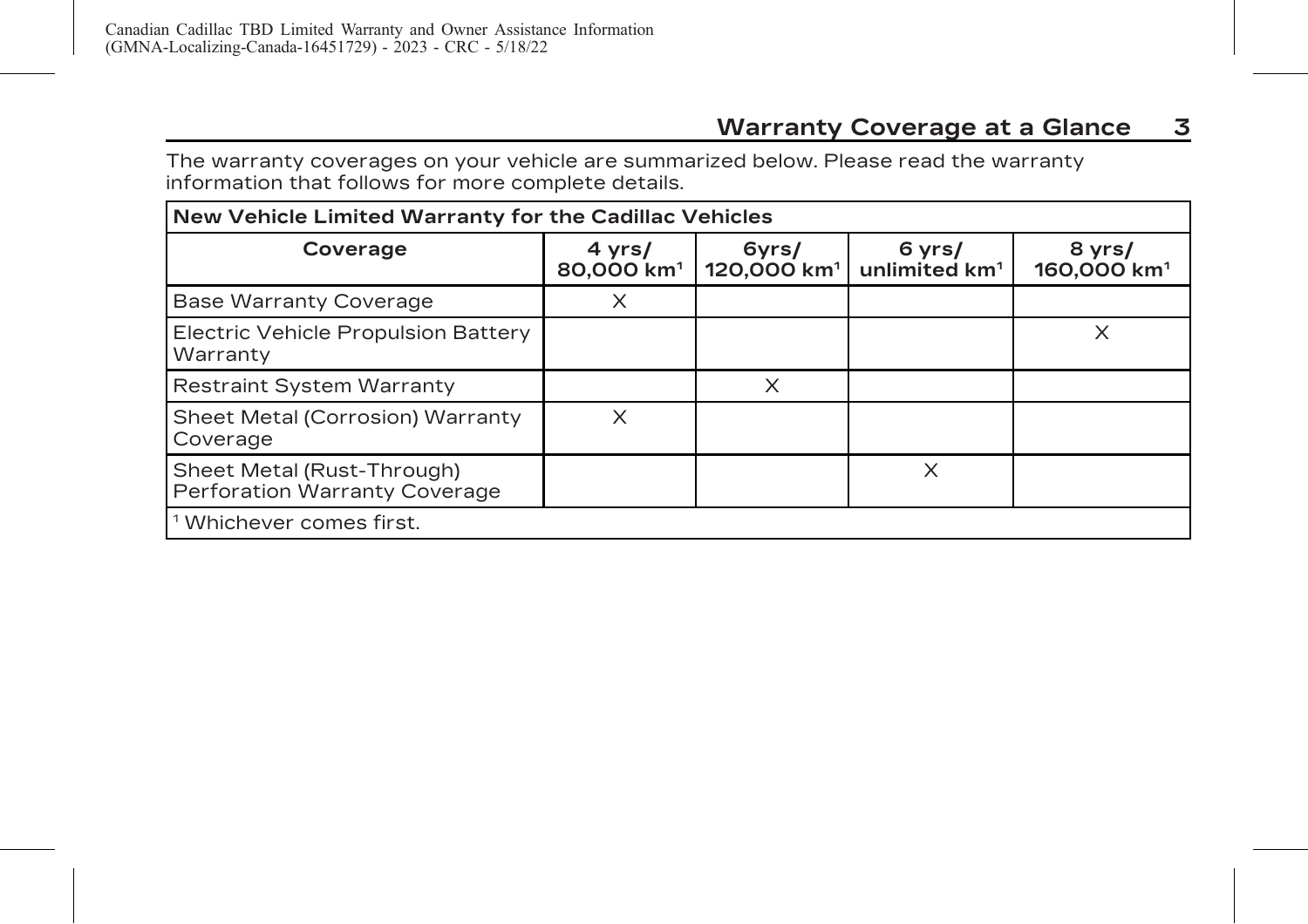## Warranty Coverage at a Glance

The warranty coverages on your vehicle are summarized below. Please read the warranty information that follows for more complete details.

| New Vehicle Limited Warranty for the Cadillac Vehicles | | | | |
|---|---|---|---|---|
| **Coverage** | **4 yrs/ 80,000 km[1]** | **6yrs/ 120,000 km[1]** | **6 yrs/ unlimited km[1]** | **8 yrs/ 160,000 km[1]** |
| Base Warranty Coverage | X | | | |
| Electric Vehicle Propulsion Battery Warranty | | | | X |
| Restraint System Warranty | | X | | |
| Sheet Metal (Corrosion) Warranty Coverage | X | | | |
| Sheet Metal (Rust-Through) Perforation Warranty Coverage | | | X | |
| [1] Whichever comes first. | | | | |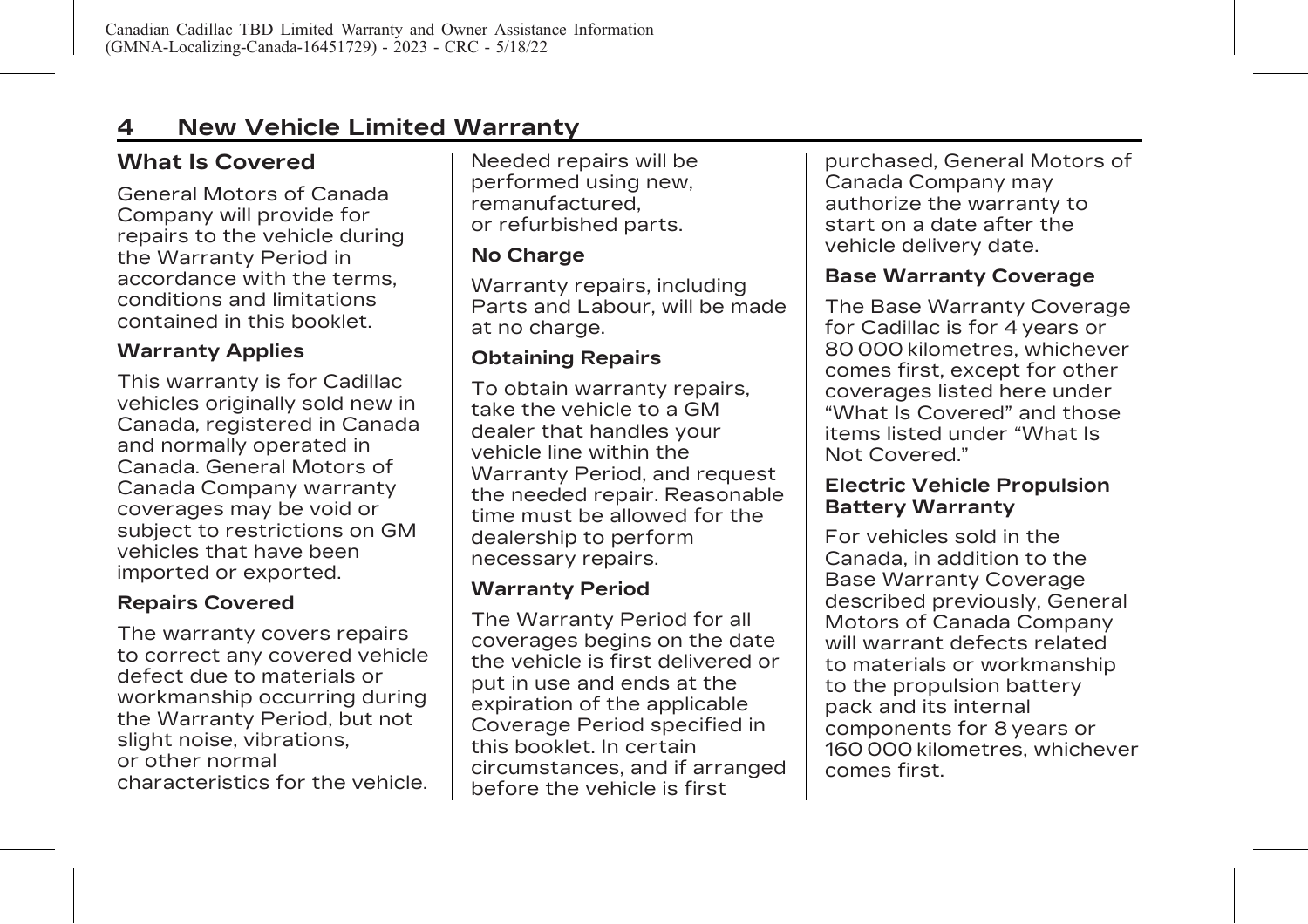## New Vehicle Limited Warranty

### What Is Covered

General Motors of Canada Company will provide for repairs to the vehicle during the Warranty Period in accordance with the terms, conditions and limitations contained in this booklet.

**Warranty Applies**

This warranty is for Cadillac vehicles originally sold new in Canada, registered in Canada and normally operated in Canada. General Motors of Canada Company warranty coverages may be void or subject to restrictions on GM vehicles that have been imported or exported.

**Repairs Covered**

The warranty covers repairs to correct any covered vehicle defect due to materials or workmanship occurring during the Warranty Period, but not slight noise, vibrations, or other normal characteristics for the vehicle. Needed repairs will be performed using new, remanufactured, or refurbished parts.

**No Charge**

Warranty repairs, including Parts and Labour, will be made at no charge.

**Obtaining Repairs**

To obtain warranty repairs, take the vehicle to a GM dealer that handles your vehicle line within the Warranty Period, and request the needed repair. Reasonable time must be allowed for the dealership to perform necessary repairs.

**Warranty Period**

The Warranty Period for all coverages begins on the date the vehicle is first delivered or put in use and ends at the expiration of the applicable Coverage Period specified in this booklet. In certain circumstances, and if arranged before the vehicle is first purchased, General Motors of Canada Company may authorize the warranty to start on a date after the vehicle delivery date.

**Base Warranty Coverage**

The Base Warranty Coverage for Cadillac is for 4 years or 80 000 kilometres, whichever comes first, except for other coverages listed here under "What Is Covered" and those items listed under "What Is Not Covered."

**Electric Vehicle Propulsion Battery Warranty**

For vehicles sold in the Canada, in addition to the Base Warranty Coverage described previously, General Motors of Canada Company will warrant defects related to materials or workmanship to the propulsion battery pack and its internal components for 8 years or 160 000 kilometres, whichever comes first.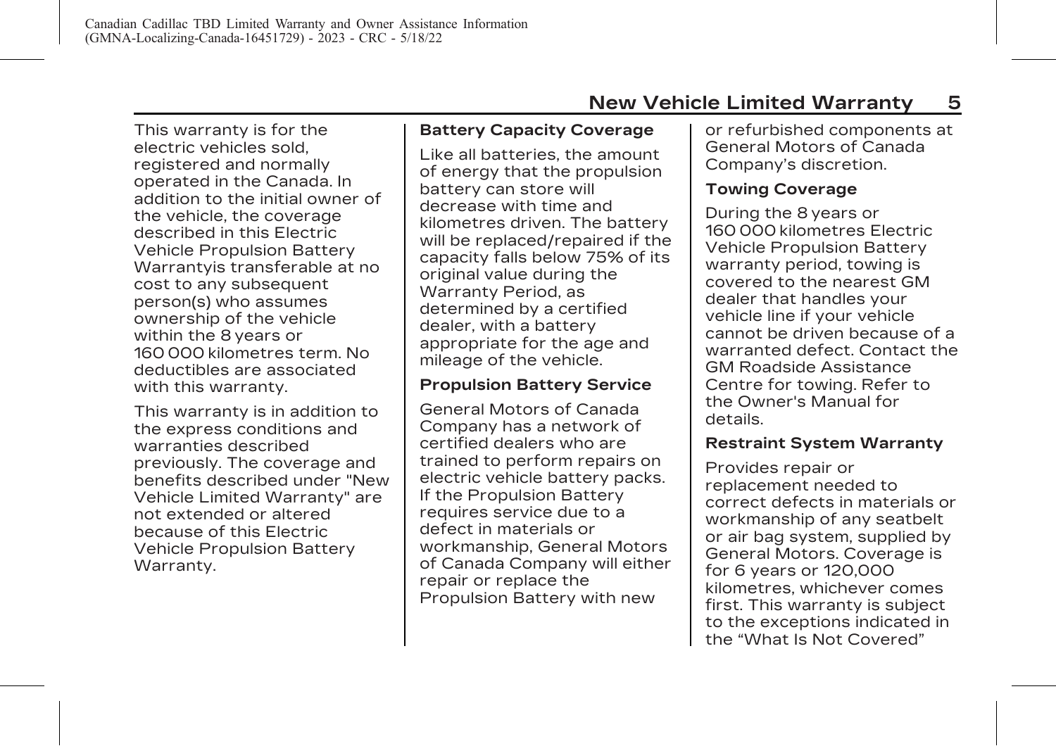This warranty is for the electric vehicles sold, registered and normally operated in the Canada. In addition to the initial owner of the vehicle, the coverage described in this Electric Vehicle Propulsion Battery Warrantyis transferable at no cost to any subsequent person(s) who assumes ownership of the vehicle within the 8 years or 160 000 kilometres term. No deductibles are associated with this warranty.

This warranty is in addition to the express conditions and warranties described previously. The coverage and benefits described under "New Vehicle Limited Warranty" are not extended or altered because of this Electric Vehicle Propulsion Battery Warranty.

**Battery Capacity Coverage**

Like all batteries, the amount of energy that the propulsion battery can store will decrease with time and kilometres driven. The battery will be replaced/repaired if the capacity falls below 75% of its original value during the Warranty Period, as determined by a certified dealer, with a battery appropriate for the age and mileage of the vehicle.

**Propulsion Battery Service**

General Motors of Canada Company has a network of certified dealers who are trained to perform repairs on electric vehicle battery packs. If the Propulsion Battery requires service due to a defect in materials or workmanship, General Motors of Canada Company will either repair or replace the Propulsion Battery with new or refurbished components at General Motors of Canada Company's discretion.

**Towing Coverage**

During the 8 years or 160 000 kilometres Electric Vehicle Propulsion Battery warranty period, towing is covered to the nearest GM dealer that handles your vehicle line if your vehicle cannot be driven because of a warranted defect. Contact the GM Roadside Assistance Centre for towing. Refer to the Owner's Manual for details.

**Restraint System Warranty**

Provides repair or replacement needed to correct defects in materials or workmanship of any seatbelt or air bag system, supplied by General Motors. Coverage is for 6 years or 120,000 kilometres, whichever comes first. This warranty is subject to the exceptions indicated in the "What Is Not Covered"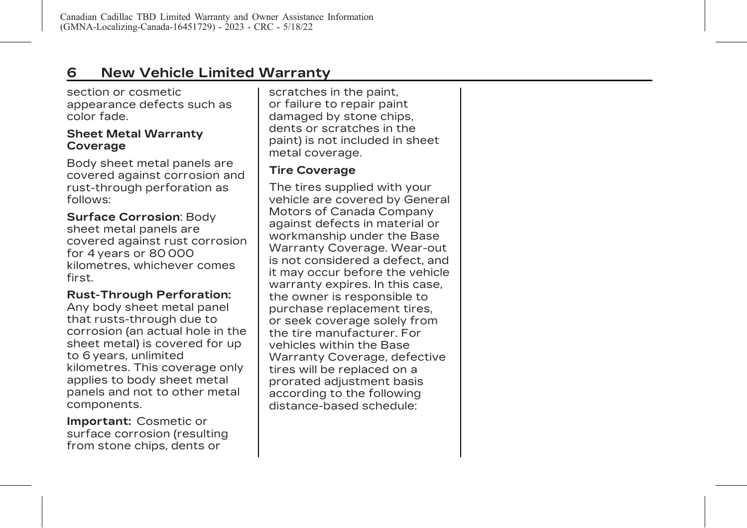section or cosmetic appearance defects such as color fade.

### Sheet Metal Warranty Coverage

Body sheet metal panels are covered against corrosion and rust-through perforation as follows:

**Surface Corrosion**: Body sheet metal panels are covered against rust corrosion for 4 years or 80 000 kilometres, whichever comes first.

**Rust-Through Perforation:** Any body sheet metal panel that rusts-through due to corrosion (an actual hole in the sheet metal) is covered for up to 6 years, unlimited kilometres. This coverage only applies to body sheet metal panels and not to other metal components.

**Important:** Cosmetic or surface corrosion (resulting from stone chips, dents or scratches in the paint, or failure to repair paint damaged by stone chips, dents or scratches in the paint) is not included in sheet metal coverage.

### Tire Coverage

The tires supplied with your vehicle are covered by General Motors of Canada Company against defects in material or workmanship under the Base Warranty Coverage. Wear-out is not considered a defect, and it may occur before the vehicle warranty expires. In this case, the owner is responsible to purchase replacement tires, or seek coverage solely from the tire manufacturer. For vehicles within the Base Warranty Coverage, defective tires will be replaced on a prorated adjustment basis according to the following distance-based schedule: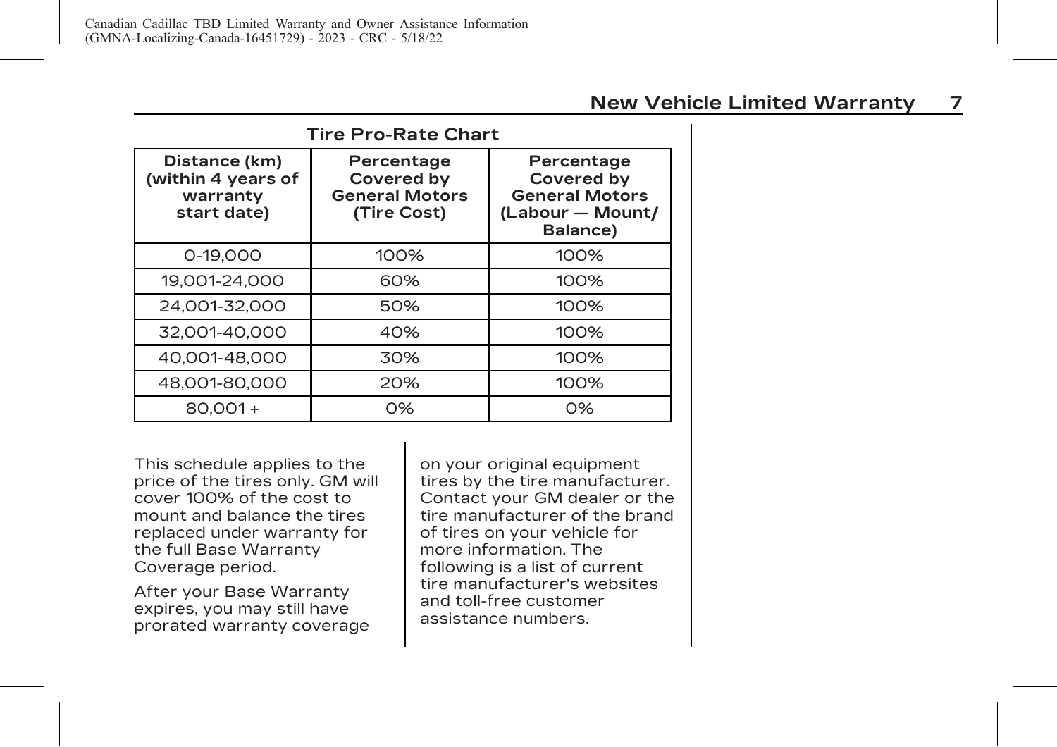**Tire Pro-Rate Chart**

| Distance (km) (within 4 years of warranty start date) | Percentage Covered by General Motors (Tire Cost) | Percentage Covered by General Motors (Labour — Mount/ Balance) |
|---|---|---|
| 0-19,000 | 100% | 100% |
| 19,001-24,000 | 60% | 100% |
| 24,001-32,000 | 50% | 100% |
| 32,001-40,000 | 40% | 100% |
| 40,001-48,000 | 30% | 100% |
| 48,001-80,000 | 20% | 100% |
| 80,001 + | 0% | 0% |

This schedule applies to the price of the tires only. GM will cover 100% of the cost to mount and balance the tires replaced under warranty for the full Base Warranty Coverage period.

After your Base Warranty expires, you may still have prorated warranty coverage on your original equipment tires by the tire manufacturer. Contact your GM dealer or the tire manufacturer of the brand of tires on your vehicle for more information. The following is a list of current tire manufacturer's websites and toll-free customer assistance numbers.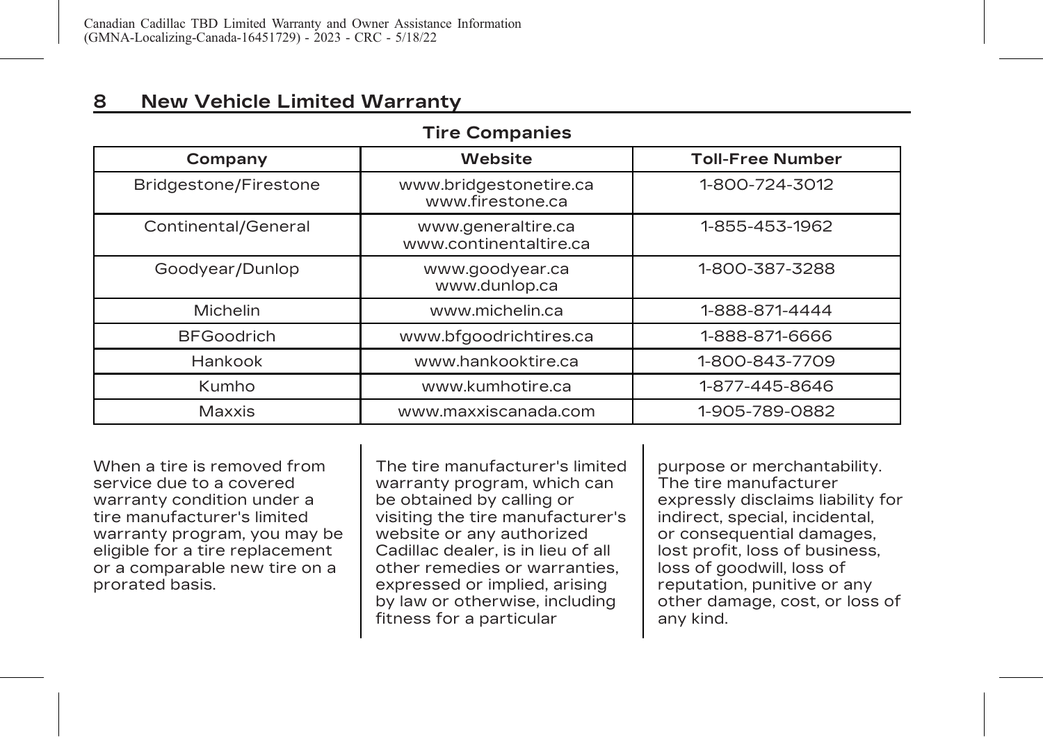## Tire Companies

| Company | Website | Toll-Free Number |
| --- | --- | --- |
| Bridgestone/Firestone | www.bridgestonetire.ca<br>www.firestone.ca | 1-800-724-3012 |
| Continental/General | www.generaltire.ca<br>www.continentaltire.ca | 1-855-453-1962 |
| Goodyear/Dunlop | www.goodyear.ca<br>www.dunlop.ca | 1-800-387-3288 |
| Michelin | www.michelin.ca | 1-888-871-4444 |
| BFGoodrich | www.bfgoodrichtires.ca | 1-888-871-6666 |
| Hankook | www.hankooktire.ca | 1-800-843-7709 |
| Kumho | www.kumhotire.ca | 1-877-445-8646 |
| Maxxis | www.maxxiscanada.com | 1-905-789-0882 |

When a tire is removed from service due to a covered warranty condition under a tire manufacturer's limited warranty program, you may be eligible for a tire replacement or a comparable new tire on a prorated basis.

The tire manufacturer's limited warranty program, which can be obtained by calling or visiting the tire manufacturer's website or any authorized Cadillac dealer, is in lieu of all other remedies or warranties, expressed or implied, arising by law or otherwise, including fitness for a particular purpose or merchantability. The tire manufacturer expressly disclaims liability for indirect, special, incidental, or consequential damages, lost profit, loss of business, loss of goodwill, loss of reputation, punitive or any other damage, cost, or loss of any kind.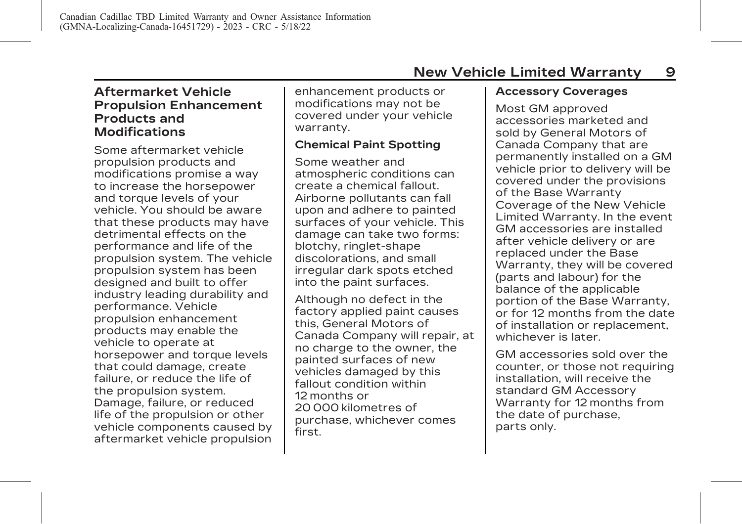### Aftermarket Vehicle Propulsion Enhancement Products and Modifications

Some aftermarket vehicle propulsion products and modifications promise a way to increase the horsepower and torque levels of your vehicle. You should be aware that these products may have detrimental effects on the performance and life of the propulsion system. The vehicle propulsion system has been designed and built to offer industry leading durability and performance. Vehicle propulsion enhancement products may enable the vehicle to operate at horsepower and torque levels that could damage, create failure, or reduce the life of the propulsion system. Damage, failure, or reduced life of the propulsion or other vehicle components caused by aftermarket vehicle propulsion enhancement products or modifications may not be covered under your vehicle warranty.

**Chemical Paint Spotting**

Some weather and atmospheric conditions can create a chemical fallout. Airborne pollutants can fall upon and adhere to painted surfaces of your vehicle. This damage can take two forms: blotchy, ringlet-shape discolorations, and small irregular dark spots etched into the paint surfaces.

Although no defect in the factory applied paint causes this, General Motors of Canada Company will repair, at no charge to the owner, the painted surfaces of new vehicles damaged by this fallout condition within 12 months or 20 000 kilometres of purchase, whichever comes first.

**Accessory Coverages**

Most GM approved accessories marketed and sold by General Motors of Canada Company that are permanently installed on a GM vehicle prior to delivery will be covered under the provisions of the Base Warranty Coverage of the New Vehicle Limited Warranty. In the event GM accessories are installed after vehicle delivery or are replaced under the Base Warranty, they will be covered (parts and labour) for the balance of the applicable portion of the Base Warranty, or for 12 months from the date of installation or replacement, whichever is later.

GM accessories sold over the counter, or those not requiring installation, will receive the standard GM Accessory Warranty for 12 months from the date of purchase, parts only.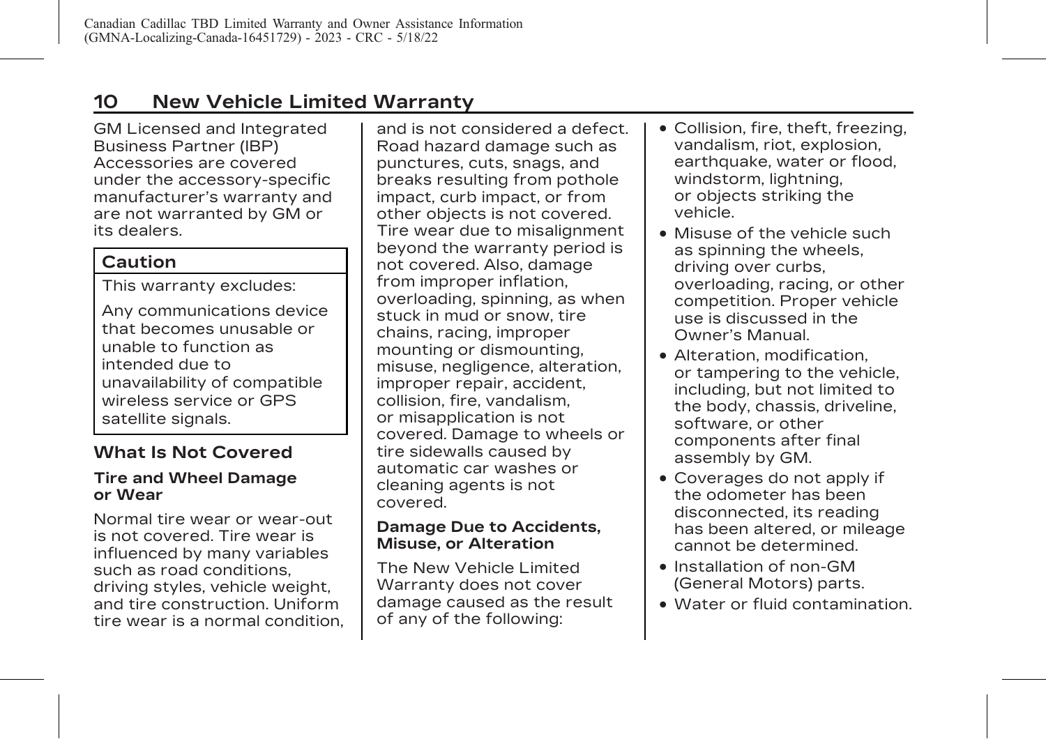GM Licensed and Integrated Business Partner (IBP) Accessories are covered under the accessory-specific manufacturer's warranty and are not warranted by GM or its dealers.

**Caution**

This warranty excludes:

Any communications device that becomes unusable or unable to function as intended due to unavailability of compatible wireless service or GPS satellite signals.

## What Is Not Covered

### Tire and Wheel Damage or Wear

Normal tire wear or wear-out is not covered. Tire wear is influenced by many variables such as road conditions, driving styles, vehicle weight, and tire construction. Uniform tire wear is a normal condition, and is not considered a defect. Road hazard damage such as punctures, cuts, snags, and breaks resulting from pothole impact, curb impact, or from other objects is not covered. Tire wear due to misalignment beyond the warranty period is not covered. Also, damage from improper inflation, overloading, spinning, as when stuck in mud or snow, tire chains, racing, improper mounting or dismounting, misuse, negligence, alteration, improper repair, accident, collision, fire, vandalism, or misapplication is not covered. Damage to wheels or tire sidewalls caused by automatic car washes or cleaning agents is not covered.

### Damage Due to Accidents, Misuse, or Alteration

The New Vehicle Limited Warranty does not cover damage caused as the result of any of the following:

- Collision, fire, theft, freezing, vandalism, riot, explosion, earthquake, water or flood, windstorm, lightning, or objects striking the vehicle.
- Misuse of the vehicle such as spinning the wheels, driving over curbs, overloading, racing, or other competition. Proper vehicle use is discussed in the Owner's Manual.
- Alteration, modification, or tampering to the vehicle, including, but not limited to the body, chassis, driveline, software, or other components after final assembly by GM.
- Coverages do not apply if the odometer has been disconnected, its reading has been altered, or mileage cannot be determined.
- Installation of non-GM (General Motors) parts.
- Water or fluid contamination.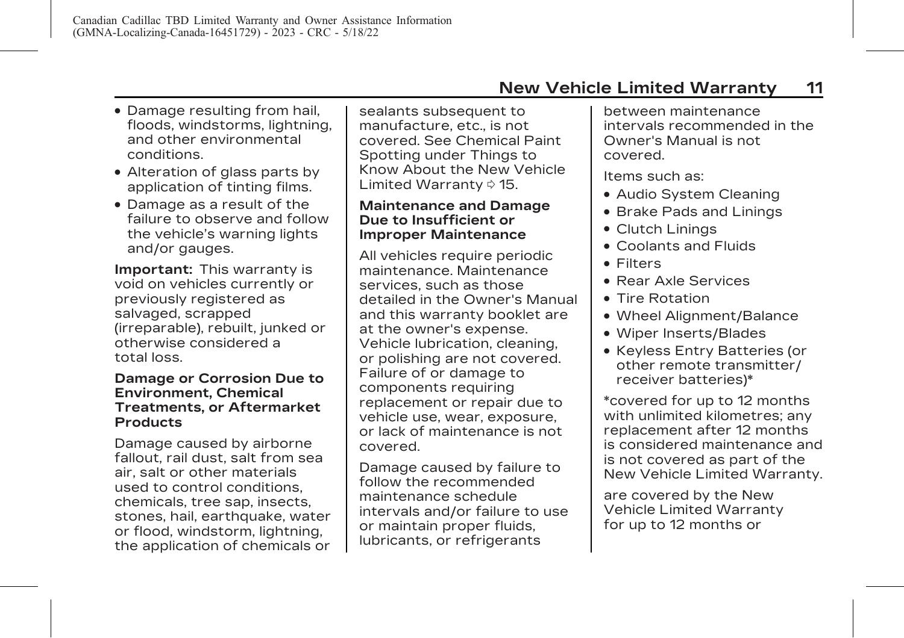- Damage resulting from hail, floods, windstorms, lightning, and other environmental conditions.
- Alteration of glass parts by application of tinting films.
- Damage as a result of the failure to observe and follow the vehicle's warning lights and/or gauges.

**Important:** This warranty is void on vehicles currently or previously registered as salvaged, scrapped (irreparable), rebuilt, junked or otherwise considered a total loss.

### Damage or Corrosion Due to Environment, Chemical Treatments, or Aftermarket Products

Damage caused by airborne fallout, rail dust, salt from sea air, salt or other materials used to control conditions, chemicals, tree sap, insects, stones, hail, earthquake, water or flood, windstorm, lightning, the application of chemicals or sealants subsequent to manufacture, etc., is not covered. See Chemical Paint Spotting under Things to Know About the New Vehicle Limited Warranty ⇨ 15.

### Maintenance and Damage Due to Insufficient or Improper Maintenance

All vehicles require periodic maintenance. Maintenance services, such as those detailed in the Owner's Manual and this warranty booklet are at the owner's expense. Vehicle lubrication, cleaning, or polishing are not covered. Failure of or damage to components requiring replacement or repair due to vehicle use, wear, exposure, or lack of maintenance is not covered.

Damage caused by failure to follow the recommended maintenance schedule intervals and/or failure to use or maintain proper fluids, lubricants, or refrigerants between maintenance intervals recommended in the Owner's Manual is not covered.

Items such as:

- Audio System Cleaning
- Brake Pads and Linings
- Clutch Linings
- Coolants and Fluids
- Filters
- Rear Axle Services
- Tire Rotation
- Wheel Alignment/Balance
- Wiper Inserts/Blades
- Keyless Entry Batteries (or other remote transmitter/ receiver batteries)*

*covered for up to 12 months with unlimited kilometres; any replacement after 12 months is considered maintenance and is not covered as part of the New Vehicle Limited Warranty.

are covered by the New Vehicle Limited Warranty for up to 12 months or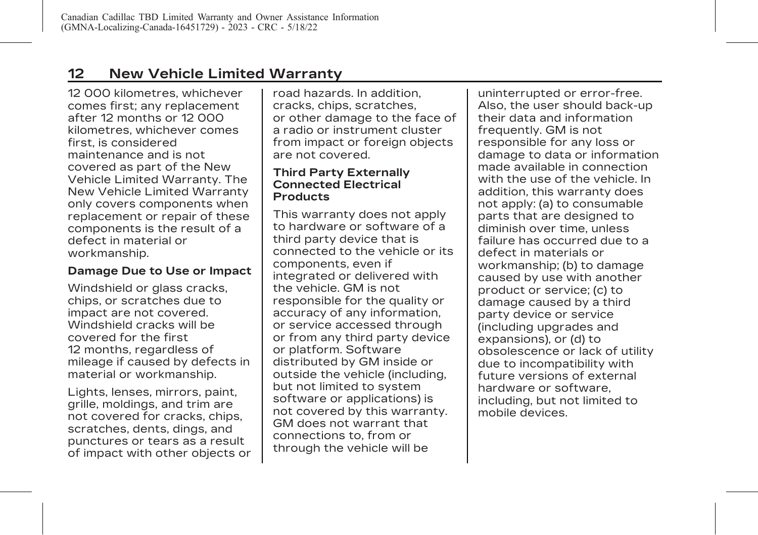12 000 kilometres, whichever comes first; any replacement after 12 months or 12 000 kilometres, whichever comes first, is considered maintenance and is not covered as part of the New Vehicle Limited Warranty. The New Vehicle Limited Warranty only covers components when replacement or repair of these components is the result of a defect in material or workmanship.

#### Damage Due to Use or Impact

Windshield or glass cracks, chips, or scratches due to impact are not covered. Windshield cracks will be covered for the first 12 months, regardless of mileage if caused by defects in material or workmanship.

Lights, lenses, mirrors, paint, grille, moldings, and trim are not covered for cracks, chips, scratches, dents, dings, and punctures or tears as a result of impact with other objects or road hazards. In addition, cracks, chips, scratches, or other damage to the face of a radio or instrument cluster from impact or foreign objects are not covered.

#### Third Party Externally Connected Electrical Products

This warranty does not apply to hardware or software of a third party device that is connected to the vehicle or its components, even if integrated or delivered with the vehicle. GM is not responsible for the quality or accuracy of any information, or service accessed through or from any third party device or platform. Software distributed by GM inside or outside the vehicle (including, but not limited to system software or applications) is not covered by this warranty. GM does not warrant that connections to, from or through the vehicle will be uninterrupted or error-free. Also, the user should back-up their data and information frequently. GM is not responsible for any loss or damage to data or information made available in connection with the use of the vehicle. In addition, this warranty does not apply: (a) to consumable parts that are designed to diminish over time, unless failure has occurred due to a defect in materials or workmanship; (b) to damage caused by use with another product or service; (c) to damage caused by a third party device or service (including upgrades and expansions), or (d) to obsolescence or lack of utility due to incompatibility with future versions of external hardware or software, including, but not limited to mobile devices.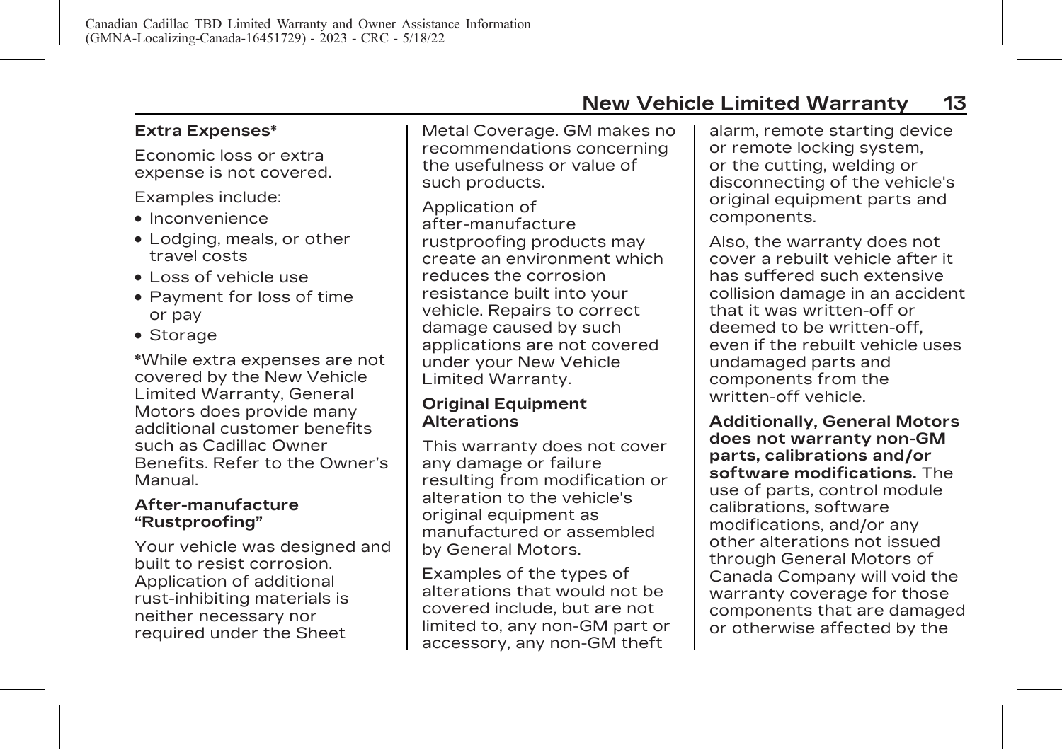### Extra Expenses*

Economic loss or extra expense is not covered.

Examples include:

- Inconvenience
- Lodging, meals, or other travel costs
- Loss of vehicle use
- Payment for loss of time or pay
- Storage

*While extra expenses are not covered by the New Vehicle Limited Warranty, General Motors does provide many additional customer benefits such as Cadillac Owner Benefits. Refer to the Owner's Manual.

### After-manufacture "Rustproofing"

Your vehicle was designed and built to resist corrosion. Application of additional rust-inhibiting materials is neither necessary nor required under the Sheet Metal Coverage. GM makes no recommendations concerning the usefulness or value of such products.

Application of after-manufacture rustproofing products may create an environment which reduces the corrosion resistance built into your vehicle. Repairs to correct damage caused by such applications are not covered under your New Vehicle Limited Warranty.

### Original Equipment Alterations

This warranty does not cover any damage or failure resulting from modification or alteration to the vehicle's original equipment as manufactured or assembled by General Motors.

Examples of the types of alterations that would not be covered include, but are not limited to, any non-GM part or accessory, any non-GM theft alarm, remote starting device or remote locking system, or the cutting, welding or disconnecting of the vehicle's original equipment parts and components.

Also, the warranty does not cover a rebuilt vehicle after it has suffered such extensive collision damage in an accident that it was written-off or deemed to be written-off, even if the rebuilt vehicle uses undamaged parts and components from the written-off vehicle.

**Additionally, General Motors does not warranty non-GM parts, calibrations and/or software modifications.** The use of parts, control module calibrations, software modifications, and/or any other alterations not issued through General Motors of Canada Company will void the warranty coverage for those components that are damaged or otherwise affected by the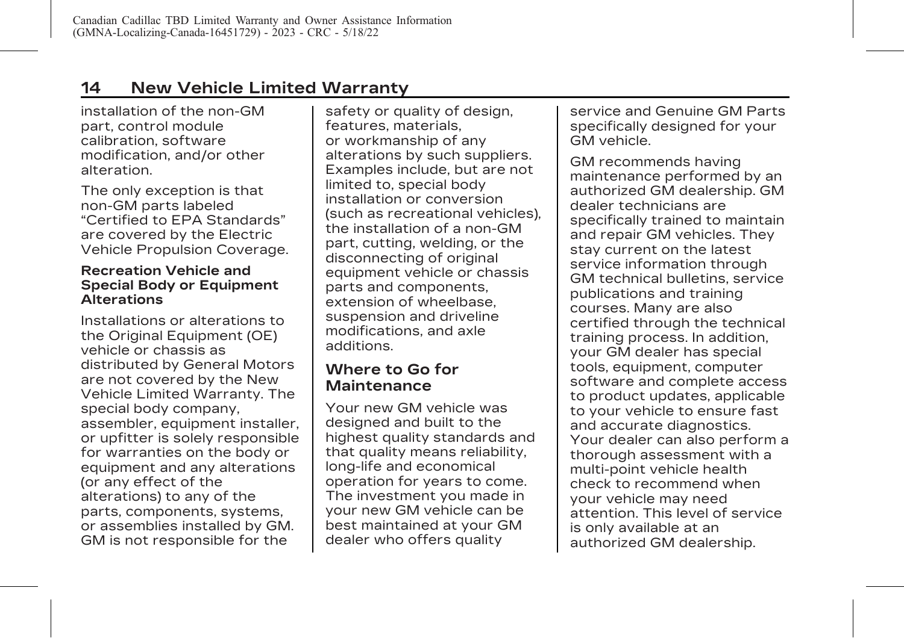installation of the non-GM part, control module calibration, software modification, and/or other alteration.

The only exception is that non-GM parts labeled "Certified to EPA Standards" are covered by the Electric Vehicle Propulsion Coverage.

#### Recreation Vehicle and Special Body or Equipment Alterations

Installations or alterations to the Original Equipment (OE) vehicle or chassis as distributed by General Motors are not covered by the New Vehicle Limited Warranty. The special body company, assembler, equipment installer, or upfitter is solely responsible for warranties on the body or equipment and any alterations (or any effect of the alterations) to any of the parts, components, systems, or assemblies installed by GM. GM is not responsible for the safety or quality of design, features, materials, or workmanship of any alterations by such suppliers. Examples include, but are not limited to, special body installation or conversion (such as recreational vehicles), the installation of a non-GM part, cutting, welding, or the disconnecting of original equipment vehicle or chassis parts and components, extension of wheelbase, suspension and driveline modifications, and axle additions.

### Where to Go for Maintenance

Your new GM vehicle was designed and built to the highest quality standards and that quality means reliability, long-life and economical operation for years to come. The investment you made in your new GM vehicle can be best maintained at your GM dealer who offers quality service and Genuine GM Parts specifically designed for your GM vehicle.

GM recommends having maintenance performed by an authorized GM dealership. GM dealer technicians are specifically trained to maintain and repair GM vehicles. They stay current on the latest service information through GM technical bulletins, service publications and training courses. Many are also certified through the technical training process. In addition, your GM dealer has special tools, equipment, computer software and complete access to product updates, applicable to your vehicle to ensure fast and accurate diagnostics. Your dealer can also perform a thorough assessment with a multi-point vehicle health check to recommend when your vehicle may need attention. This level of service is only available at an authorized GM dealership.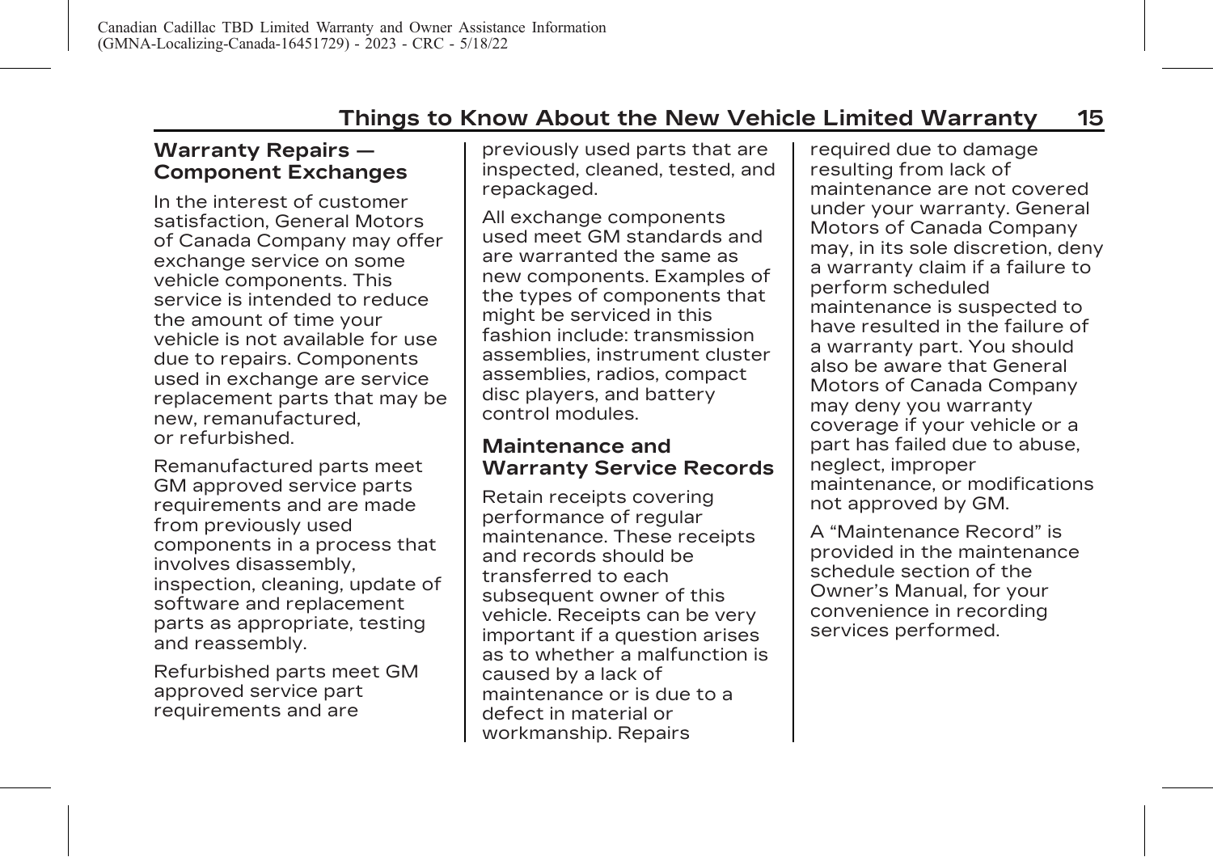## Warranty Repairs — Component Exchanges

In the interest of customer satisfaction, General Motors of Canada Company may offer exchange service on some vehicle components. This service is intended to reduce the amount of time your vehicle is not available for use due to repairs. Components used in exchange are service replacement parts that may be new, remanufactured, or refurbished.

Remanufactured parts meet GM approved service parts requirements and are made from previously used components in a process that involves disassembly, inspection, cleaning, update of software and replacement parts as appropriate, testing and reassembly.

Refurbished parts meet GM approved service part requirements and are previously used parts that are inspected, cleaned, tested, and repackaged.

All exchange components used meet GM standards and are warranted the same as new components. Examples of the types of components that might be serviced in this fashion include: transmission assemblies, instrument cluster assemblies, radios, compact disc players, and battery control modules.

## Maintenance and Warranty Service Records

Retain receipts covering performance of regular maintenance. These receipts and records should be transferred to each subsequent owner of this vehicle. Receipts can be very important if a question arises as to whether a malfunction is caused by a lack of maintenance or is due to a defect in material or workmanship. Repairs required due to damage resulting from lack of maintenance are not covered under your warranty. General Motors of Canada Company may, in its sole discretion, deny a warranty claim if a failure to perform scheduled maintenance is suspected to have resulted in the failure of a warranty part. You should also be aware that General Motors of Canada Company may deny you warranty coverage if your vehicle or a part has failed due to abuse, neglect, improper maintenance, or modifications not approved by GM.

A "Maintenance Record" is provided in the maintenance schedule section of the Owner's Manual, for your convenience in recording services performed.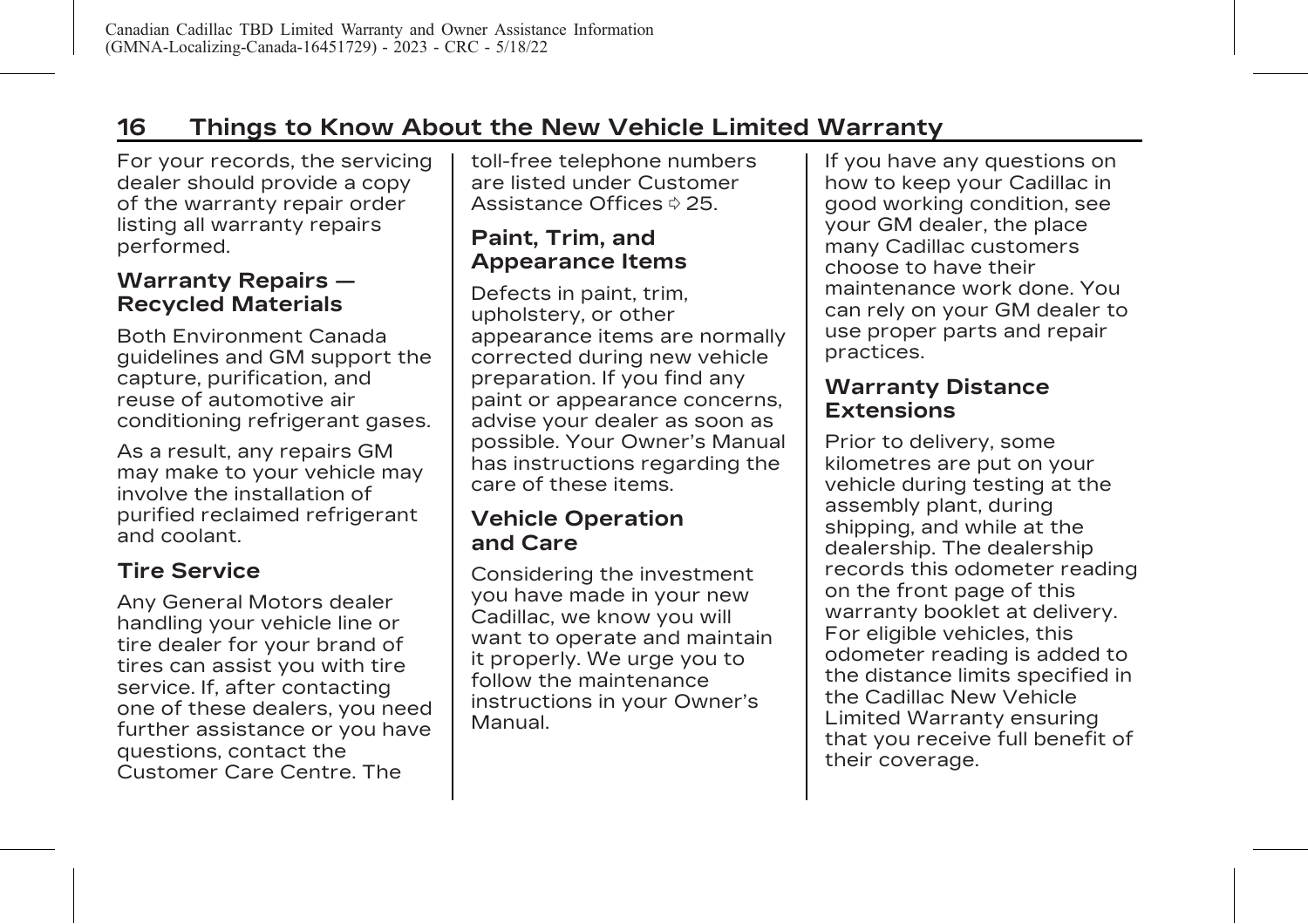For your records, the servicing dealer should provide a copy of the warranty repair order listing all warranty repairs performed.

### Warranty Repairs — Recycled Materials

Both Environment Canada guidelines and GM support the capture, purification, and reuse of automotive air conditioning refrigerant gases.

As a result, any repairs GM may make to your vehicle may involve the installation of purified reclaimed refrigerant and coolant.

### Tire Service

Any General Motors dealer handling your vehicle line or tire dealer for your brand of tires can assist you with tire service. If, after contacting one of these dealers, you need further assistance or you have questions, contact the Customer Care Centre. The toll-free telephone numbers are listed under Customer Assistance Offices ⇨ 25.

### Paint, Trim, and Appearance Items

Defects in paint, trim, upholstery, or other appearance items are normally corrected during new vehicle preparation. If you find any paint or appearance concerns, advise your dealer as soon as possible. Your Owner's Manual has instructions regarding the care of these items.

### Vehicle Operation and Care

Considering the investment you have made in your new Cadillac, we know you will want to operate and maintain it properly. We urge you to follow the maintenance instructions in your Owner's Manual.

If you have any questions on how to keep your Cadillac in good working condition, see your GM dealer, the place many Cadillac customers choose to have their maintenance work done. You can rely on your GM dealer to use proper parts and repair practices.

### Warranty Distance Extensions

Prior to delivery, some kilometres are put on your vehicle during testing at the assembly plant, during shipping, and while at the dealership. The dealership records this odometer reading on the front page of this warranty booklet at delivery. For eligible vehicles, this odometer reading is added to the distance limits specified in the Cadillac New Vehicle Limited Warranty ensuring that you receive full benefit of their coverage.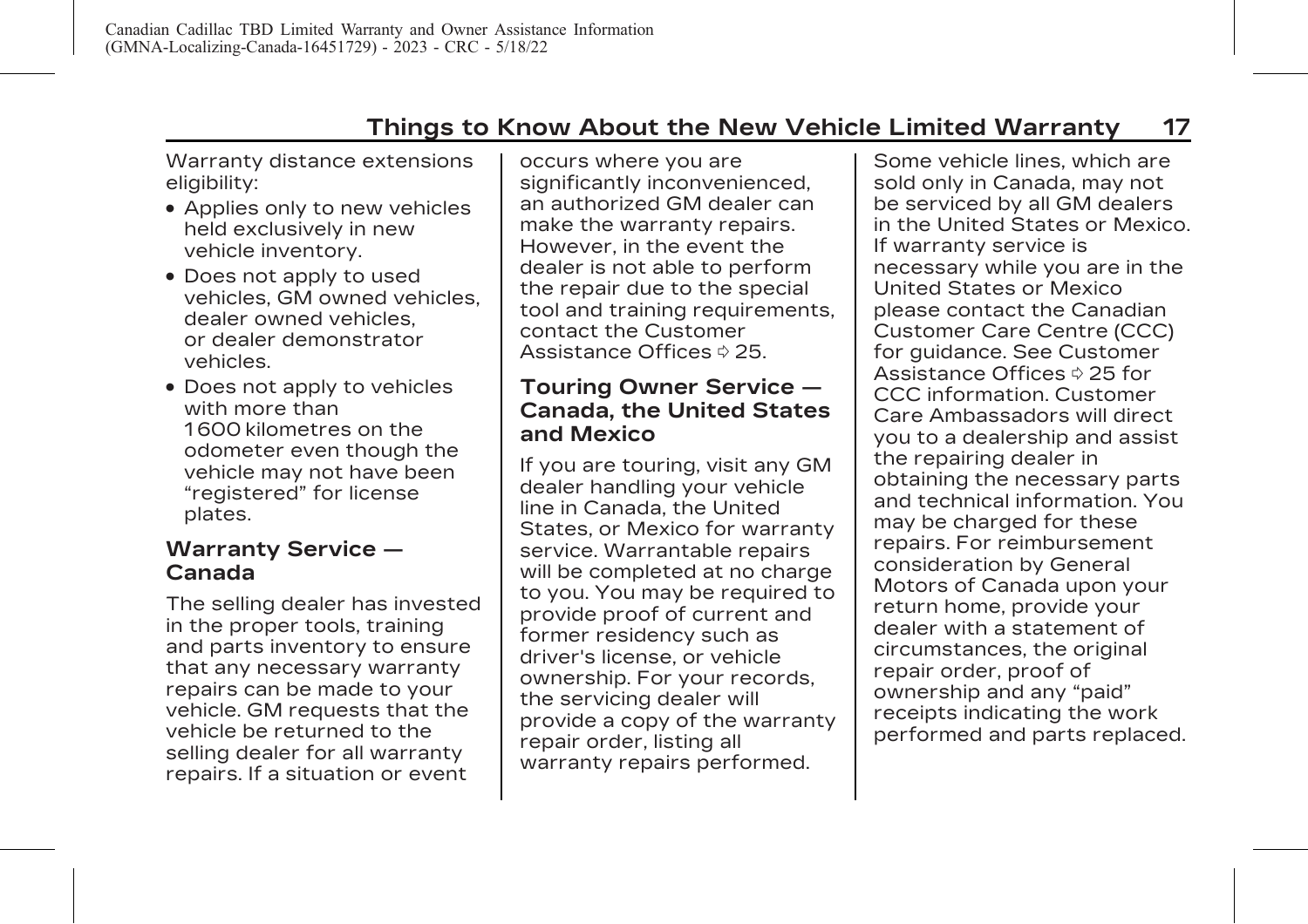Warranty distance extensions eligibility:

- Applies only to new vehicles held exclusively in new vehicle inventory.
- Does not apply to used vehicles, GM owned vehicles, dealer owned vehicles, or dealer demonstrator vehicles.
- Does not apply to vehicles with more than 1600 kilometres on the odometer even though the vehicle may not have been "registered" for license plates.

## Warranty Service — Canada

The selling dealer has invested in the proper tools, training and parts inventory to ensure that any necessary warranty repairs can be made to your vehicle. GM requests that the vehicle be returned to the selling dealer for all warranty repairs. If a situation or event occurs where you are significantly inconvenienced, an authorized GM dealer can make the warranty repairs. However, in the event the dealer is not able to perform the repair due to the special tool and training requirements, contact the Customer Assistance Offices ⇨ 25.

## Touring Owner Service — Canada, the United States and Mexico

If you are touring, visit any GM dealer handling your vehicle line in Canada, the United States, or Mexico for warranty service. Warrantable repairs will be completed at no charge to you. You may be required to provide proof of current and former residency such as driver's license, or vehicle ownership. For your records, the servicing dealer will provide a copy of the warranty repair order, listing all warranty repairs performed.

Some vehicle lines, which are sold only in Canada, may not be serviced by all GM dealers in the United States or Mexico. If warranty service is necessary while you are in the United States or Mexico please contact the Canadian Customer Care Centre (CCC) for guidance. See Customer Assistance Offices ⇨ 25 for CCC information. Customer Care Ambassadors will direct you to a dealership and assist the repairing dealer in obtaining the necessary parts and technical information. You may be charged for these repairs. For reimbursement consideration by General Motors of Canada upon your return home, provide your dealer with a statement of circumstances, the original repair order, proof of ownership and any "paid" receipts indicating the work performed and parts replaced.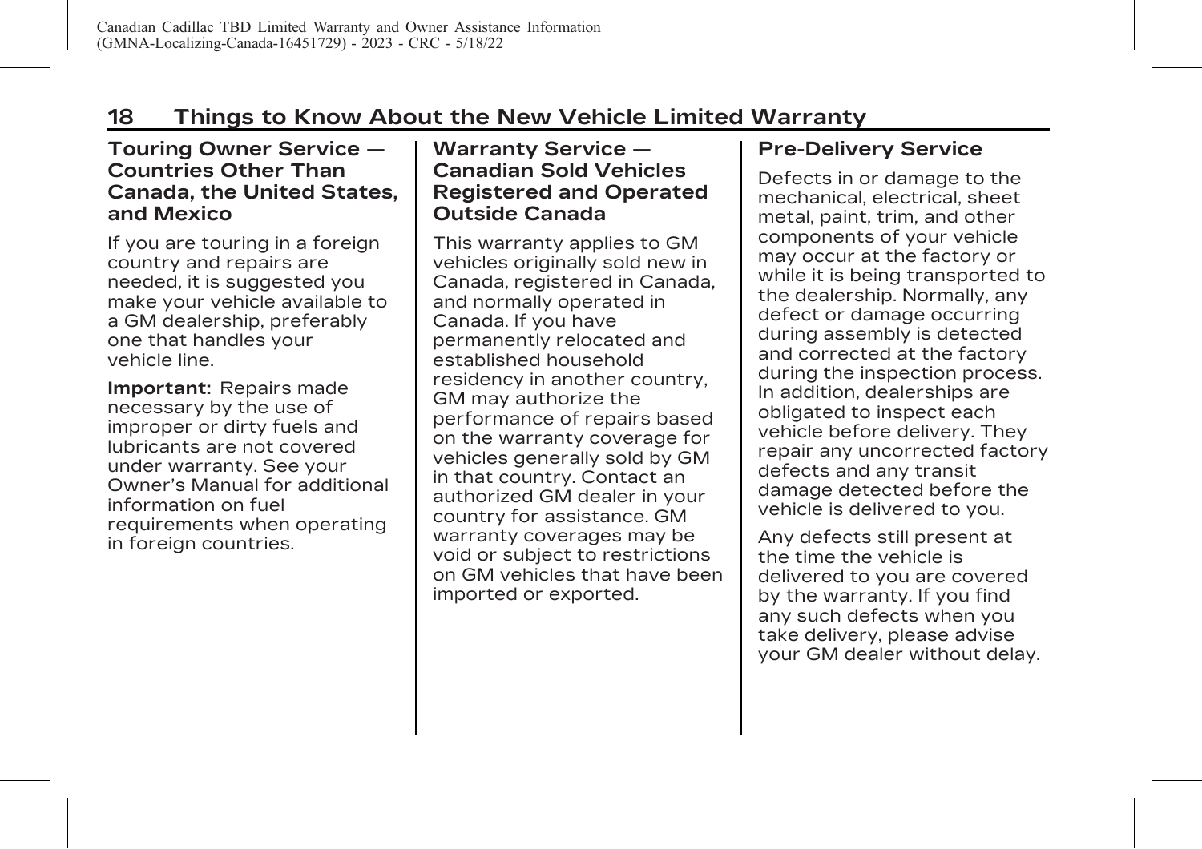## Touring Owner Service — Countries Other Than Canada, the United States, and Mexico

If you are touring in a foreign country and repairs are needed, it is suggested you make your vehicle available to a GM dealership, preferably one that handles your vehicle line.

**Important:** Repairs made necessary by the use of improper or dirty fuels and lubricants are not covered under warranty. See your Owner's Manual for additional information on fuel requirements when operating in foreign countries.

## Warranty Service — Canadian Sold Vehicles Registered and Operated Outside Canada

This warranty applies to GM vehicles originally sold new in Canada, registered in Canada, and normally operated in Canada. If you have permanently relocated and established household residency in another country, GM may authorize the performance of repairs based on the warranty coverage for vehicles generally sold by GM in that country. Contact an authorized GM dealer in your country for assistance. GM warranty coverages may be void or subject to restrictions on GM vehicles that have been imported or exported.

## Pre-Delivery Service

Defects in or damage to the mechanical, electrical, sheet metal, paint, trim, and other components of your vehicle may occur at the factory or while it is being transported to the dealership. Normally, any defect or damage occurring during assembly is detected and corrected at the factory during the inspection process. In addition, dealerships are obligated to inspect each vehicle before delivery. They repair any uncorrected factory defects and any transit damage detected before the vehicle is delivered to you.

Any defects still present at the time the vehicle is delivered to you are covered by the warranty. If you find any such defects when you take delivery, please advise your GM dealer without delay.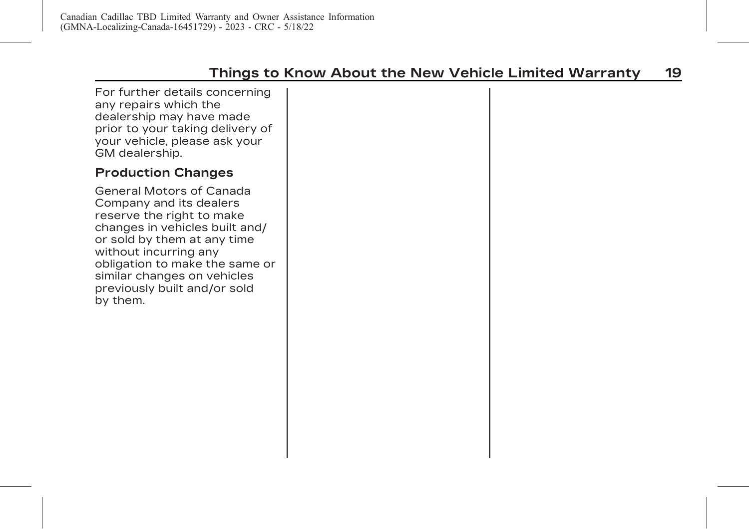For further details concerning any repairs which the dealership may have made prior to your taking delivery of your vehicle, please ask your GM dealership.

### Production Changes

General Motors of Canada Company and its dealers reserve the right to make changes in vehicles built and/or sold by them at any time without incurring any obligation to make the same or similar changes on vehicles previously built and/or sold by them.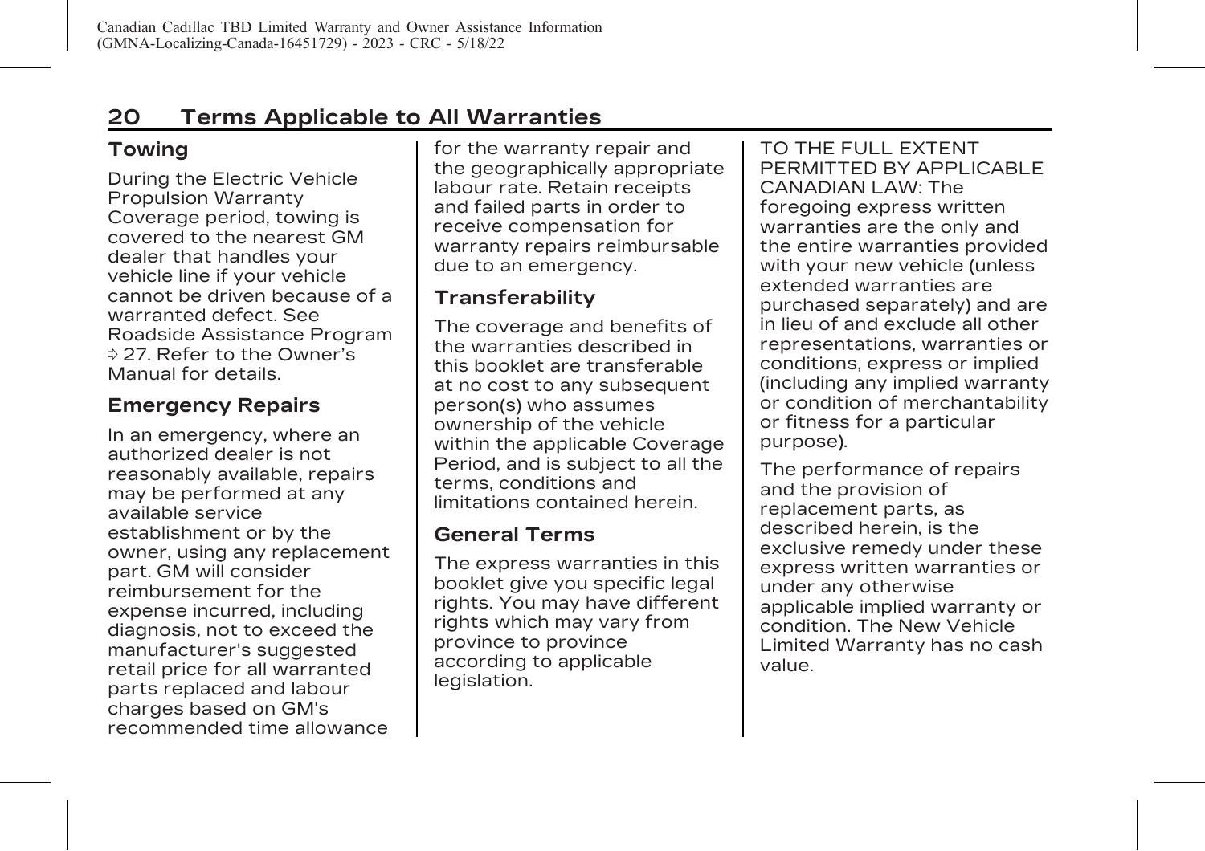## Terms Applicable to All Warranties

### Towing

During the Electric Vehicle Propulsion Warranty Coverage period, towing is covered to the nearest GM dealer that handles your vehicle line if your vehicle cannot be driven because of a warranted defect. See Roadside Assistance Program ⇨ 27. Refer to the Owner's Manual for details.

### Emergency Repairs

In an emergency, where an authorized dealer is not reasonably available, repairs may be performed at any available service establishment or by the owner, using any replacement part. GM will consider reimbursement for the expense incurred, including diagnosis, not to exceed the manufacturer's suggested retail price for all warranted parts replaced and labour charges based on GM's recommended time allowance for the warranty repair and the geographically appropriate labour rate. Retain receipts and failed parts in order to receive compensation for warranty repairs reimbursable due to an emergency.

### Transferability

The coverage and benefits of the warranties described in this booklet are transferable at no cost to any subsequent person(s) who assumes ownership of the vehicle within the applicable Coverage Period, and is subject to all the terms, conditions and limitations contained herein.

### General Terms

The express warranties in this booklet give you specific legal rights. You may have different rights which may vary from province to province according to applicable legislation.

TO THE FULL EXTENT PERMITTED BY APPLICABLE CANADIAN LAW: The foregoing express written warranties are the only and the entire warranties provided with your new vehicle (unless extended warranties are purchased separately) and are in lieu of and exclude all other representations, warranties or conditions, express or implied (including any implied warranty or condition of merchantability or fitness for a particular purpose).

The performance of repairs and the provision of replacement parts, as described herein, is the exclusive remedy under these express written warranties or under any otherwise applicable implied warranty or condition. The New Vehicle Limited Warranty has no cash value.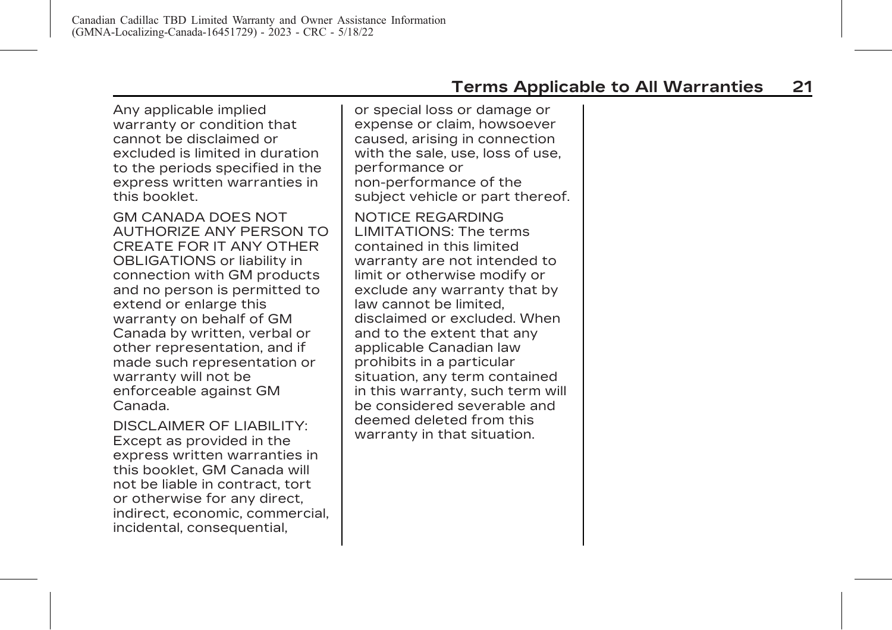Any applicable implied warranty or condition that cannot be disclaimed or excluded is limited in duration to the periods specified in the express written warranties in this booklet.

GM CANADA DOES NOT AUTHORIZE ANY PERSON TO CREATE FOR IT ANY OTHER OBLIGATIONS or liability in connection with GM products and no person is permitted to extend or enlarge this warranty on behalf of GM Canada by written, verbal or other representation, and if made such representation or warranty will not be enforceable against GM Canada.

DISCLAIMER OF LIABILITY: Except as provided in the express written warranties in this booklet, GM Canada will not be liable in contract, tort or otherwise for any direct, indirect, economic, commercial, incidental, consequential, or special loss or damage or expense or claim, howsoever caused, arising in connection with the sale, use, loss of use, performance or non-performance of the subject vehicle or part thereof.

NOTICE REGARDING LIMITATIONS: The terms contained in this limited warranty are not intended to limit or otherwise modify or exclude any warranty that by law cannot be limited, disclaimed or excluded. When and to the extent that any applicable Canadian law prohibits in a particular situation, any term contained in this warranty, such term will be considered severable and deemed deleted from this warranty in that situation.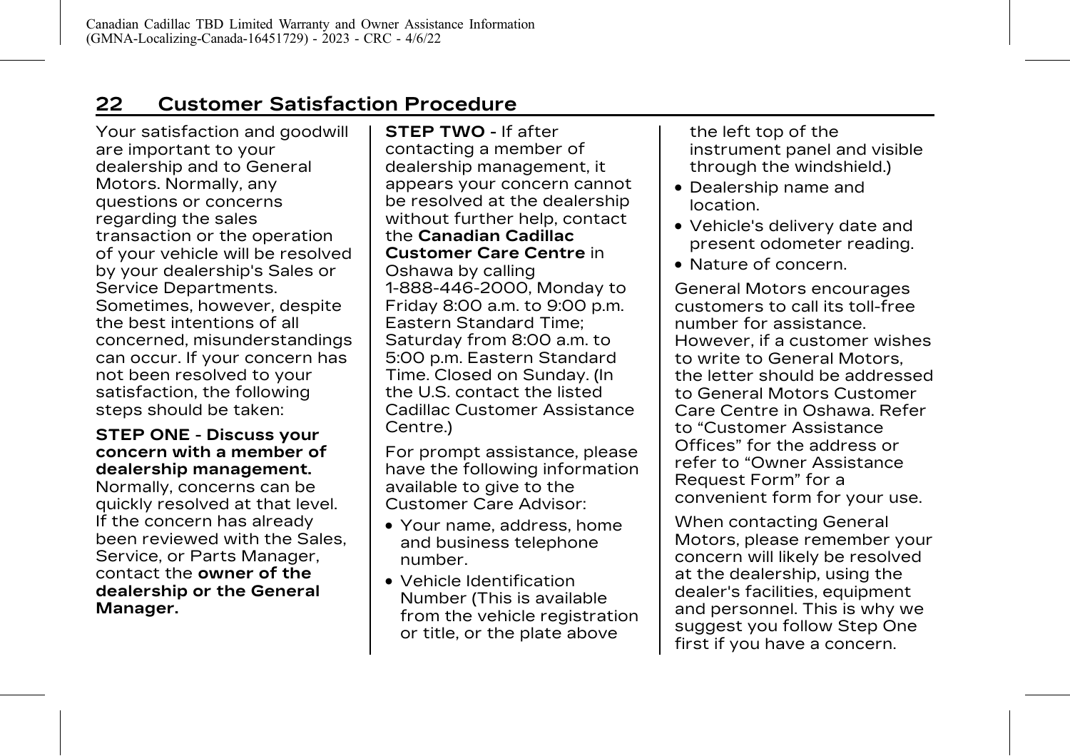## Customer Satisfaction Procedure

Your satisfaction and goodwill are important to your dealership and to General Motors. Normally, any questions or concerns regarding the sales transaction or the operation of your vehicle will be resolved by your dealership's Sales or Service Departments. Sometimes, however, despite the best intentions of all concerned, misunderstandings can occur. If your concern has not been resolved to your satisfaction, the following steps should be taken:

**STEP ONE** - **Discuss your concern with a member of dealership management.** Normally, concerns can be quickly resolved at that level. If the concern has already been reviewed with the Sales, Service, or Parts Manager, contact the **owner of the dealership or the General Manager.**

**STEP TWO** - If after contacting a member of dealership management, it appears your concern cannot be resolved at the dealership without further help, contact the **Canadian Cadillac Customer Care Centre** in Oshawa by calling 1-888-446-2000, Monday to Friday 8:00 a.m. to 9:00 p.m. Eastern Standard Time; Saturday from 8:00 a.m. to 5:00 p.m. Eastern Standard Time. Closed on Sunday. (In the U.S. contact the listed Cadillac Customer Assistance Centre.)

For prompt assistance, please have the following information available to give to the Customer Care Advisor:

- Your name, address, home and business telephone number.
- Vehicle Identification Number (This is available from the vehicle registration or title, or the plate above the left top of the instrument panel and visible through the windshield.)
- Dealership name and location.
- Vehicle's delivery date and present odometer reading.
- Nature of concern.

General Motors encourages customers to call its toll-free number for assistance. However, if a customer wishes to write to General Motors, the letter should be addressed to General Motors Customer Care Centre in Oshawa. Refer to “Customer Assistance Offices” for the address or refer to “Owner Assistance Request Form” for a convenient form for your use.

When contacting General Motors, please remember your concern will likely be resolved at the dealership, using the dealer's facilities, equipment and personnel. This is why we suggest you follow Step One first if you have a concern.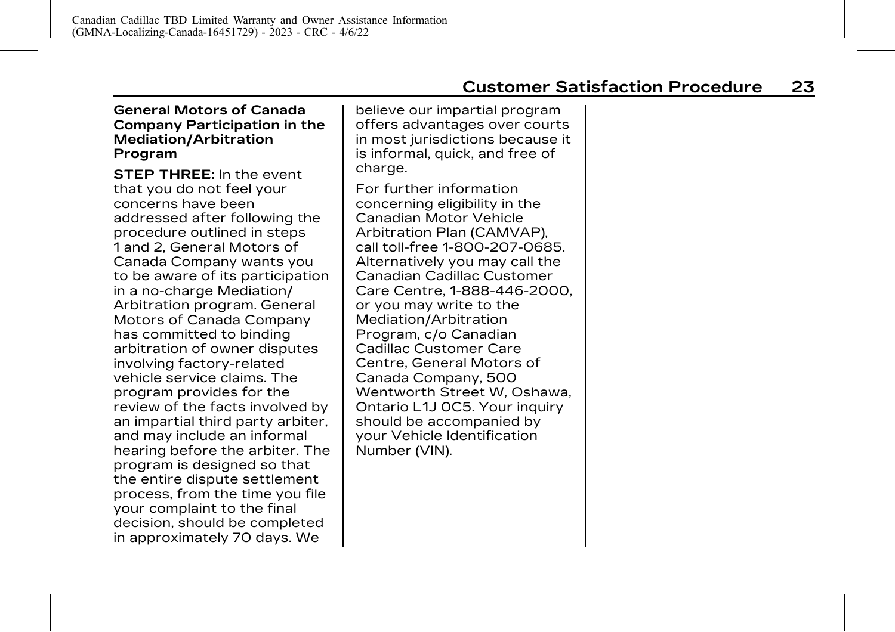### General Motors of Canada Company Participation in the Mediation/Arbitration Program

**STEP THREE:** In the event that you do not feel your concerns have been addressed after following the procedure outlined in steps 1 and 2, General Motors of Canada Company wants you to be aware of its participation in a no-charge Mediation/Arbitration program. General Motors of Canada Company has committed to binding arbitration of owner disputes involving factory-related vehicle service claims. The program provides for the review of the facts involved by an impartial third party arbiter, and may include an informal hearing before the arbiter. The program is designed so that the entire dispute settlement process, from the time you file your complaint to the final decision, should be completed in approximately 70 days. We believe our impartial program offers advantages over courts in most jurisdictions because it is informal, quick, and free of charge.

For further information concerning eligibility in the Canadian Motor Vehicle Arbitration Plan (CAMVAP), call toll-free 1-800-207-0685. Alternatively you may call the Canadian Cadillac Customer Care Centre, 1-888-446-2000, or you may write to the Mediation/Arbitration Program, c/o Canadian Cadillac Customer Care Centre, General Motors of Canada Company, 500 Wentworth Street W, Oshawa, Ontario L1J 0C5. Your inquiry should be accompanied by your Vehicle Identification Number (VIN).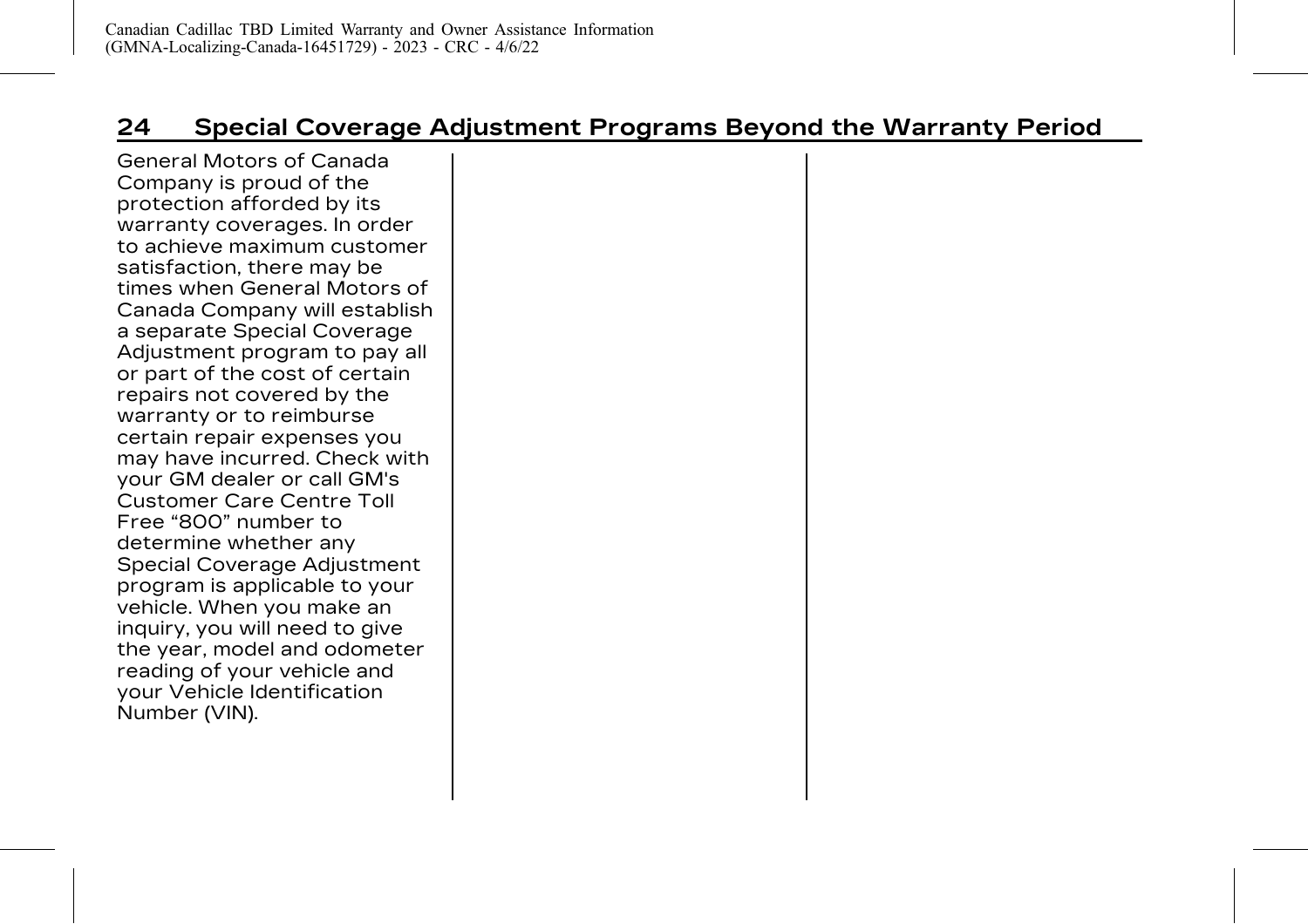## Special Coverage Adjustment Programs Beyond the Warranty Period

General Motors of Canada Company is proud of the protection afforded by its warranty coverages. In order to achieve maximum customer satisfaction, there may be times when General Motors of Canada Company will establish a separate Special Coverage Adjustment program to pay all or part of the cost of certain repairs not covered by the warranty or to reimburse certain repair expenses you may have incurred. Check with your GM dealer or call GM's Customer Care Centre Toll Free "800" number to determine whether any Special Coverage Adjustment program is applicable to your vehicle. When you make an inquiry, you will need to give the year, model and odometer reading of your vehicle and your Vehicle Identification Number (VIN).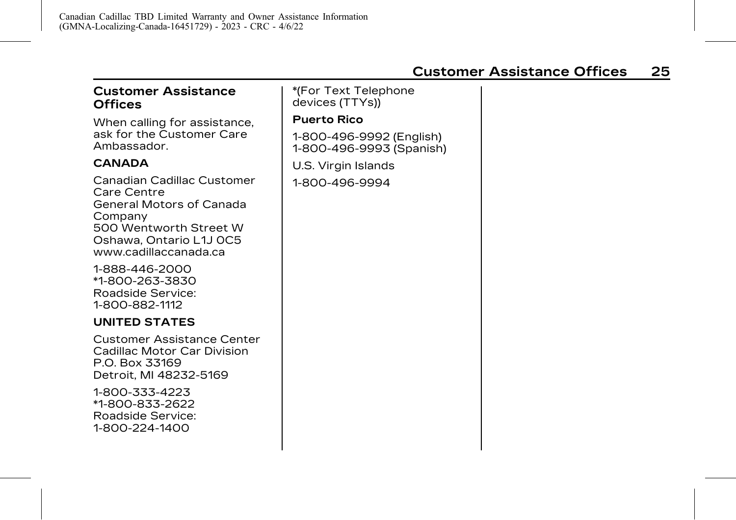## Customer Assistance Offices

When calling for assistance, ask for the Customer Care Ambassador.

**CANADA**

Canadian Cadillac Customer Care Centre
General Motors of Canada Company
500 Wentworth Street W
Oshawa, Ontario L1J 0C5
www.cadillaccanada.ca

1-888-446-2000
*1-800-263-3830
Roadside Service:
1-800-882-1112

**UNITED STATES**

Customer Assistance Center
Cadillac Motor Car Division
P.O. Box 33169
Detroit, MI 48232-5169

1-800-333-4223
*1-800-833-2622
Roadside Service:
1-800-224-1400

*(For Text Telephone devices (TTYs))

**Puerto Rico**

1-800-496-9992 (English)
1-800-496-9993 (Spanish)

U.S. Virgin Islands

1-800-496-9994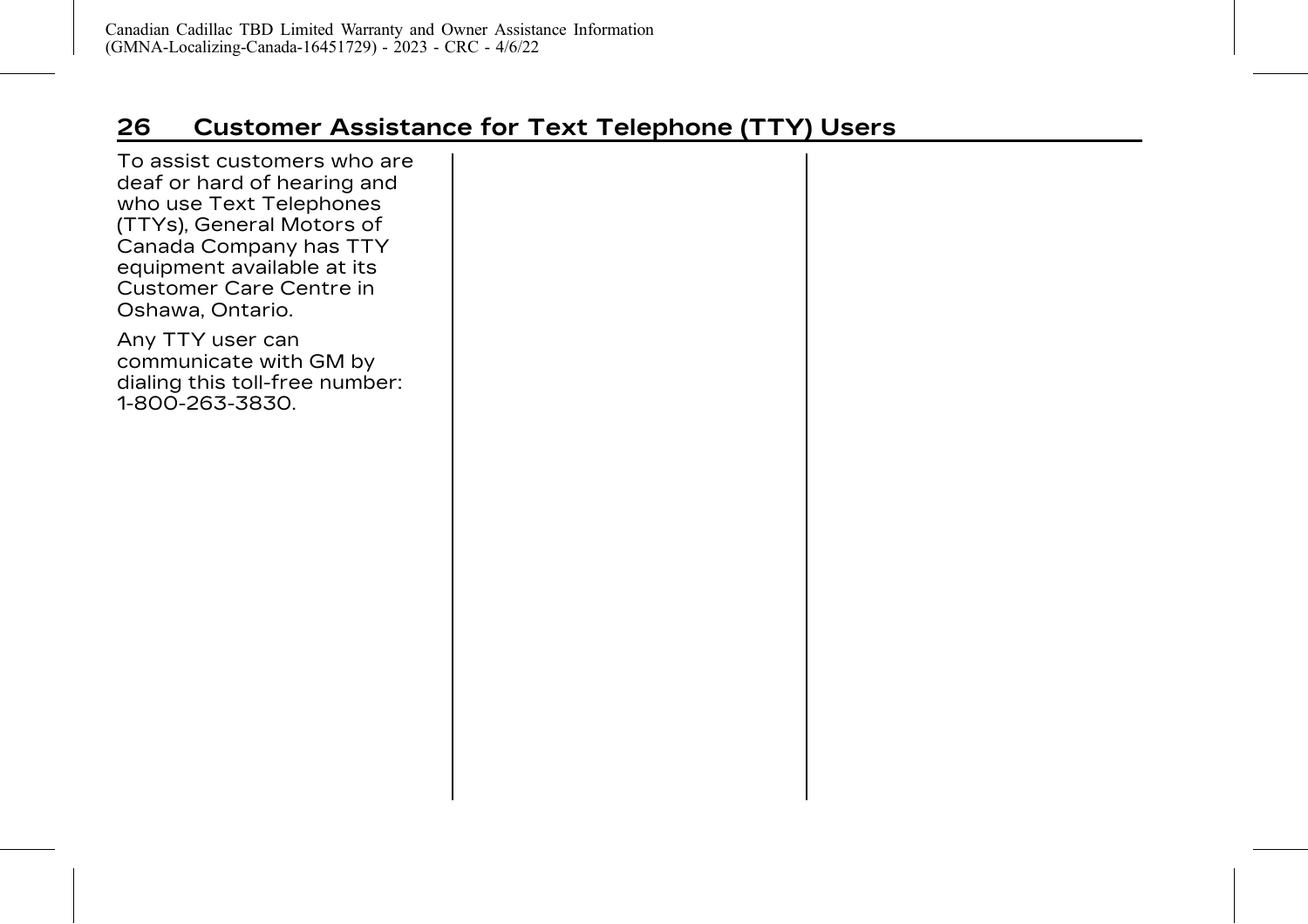## Customer Assistance for Text Telephone (TTY) Users

To assist customers who are deaf or hard of hearing and who use Text Telephones (TTYs), General Motors of Canada Company has TTY equipment available at its Customer Care Centre in Oshawa, Ontario.

Any TTY user can communicate with GM by dialing this toll-free number: 1-800-263-3830.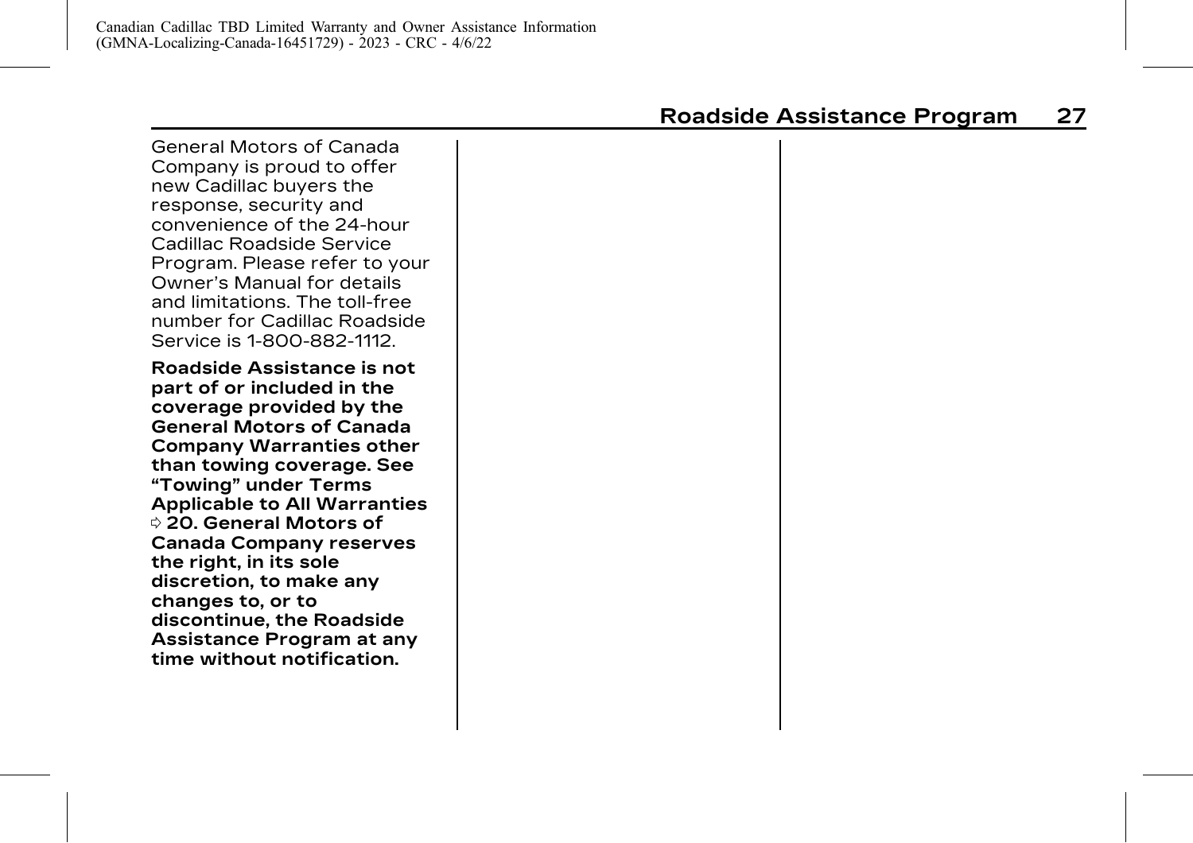## Roadside Assistance Program

General Motors of Canada Company is proud to offer new Cadillac buyers the response, security and convenience of the 24-hour Cadillac Roadside Service Program. Please refer to your Owner's Manual for details and limitations. The toll-free number for Cadillac Roadside Service is 1-800-882-1112.

**Roadside Assistance is not part of or included in the coverage provided by the General Motors of Canada Company Warranties other than towing coverage. See "Towing" under Terms Applicable to All Warranties ⇨ 20. General Motors of Canada Company reserves the right, in its sole discretion, to make any changes to, or to discontinue, the Roadside Assistance Program at any time without notification.**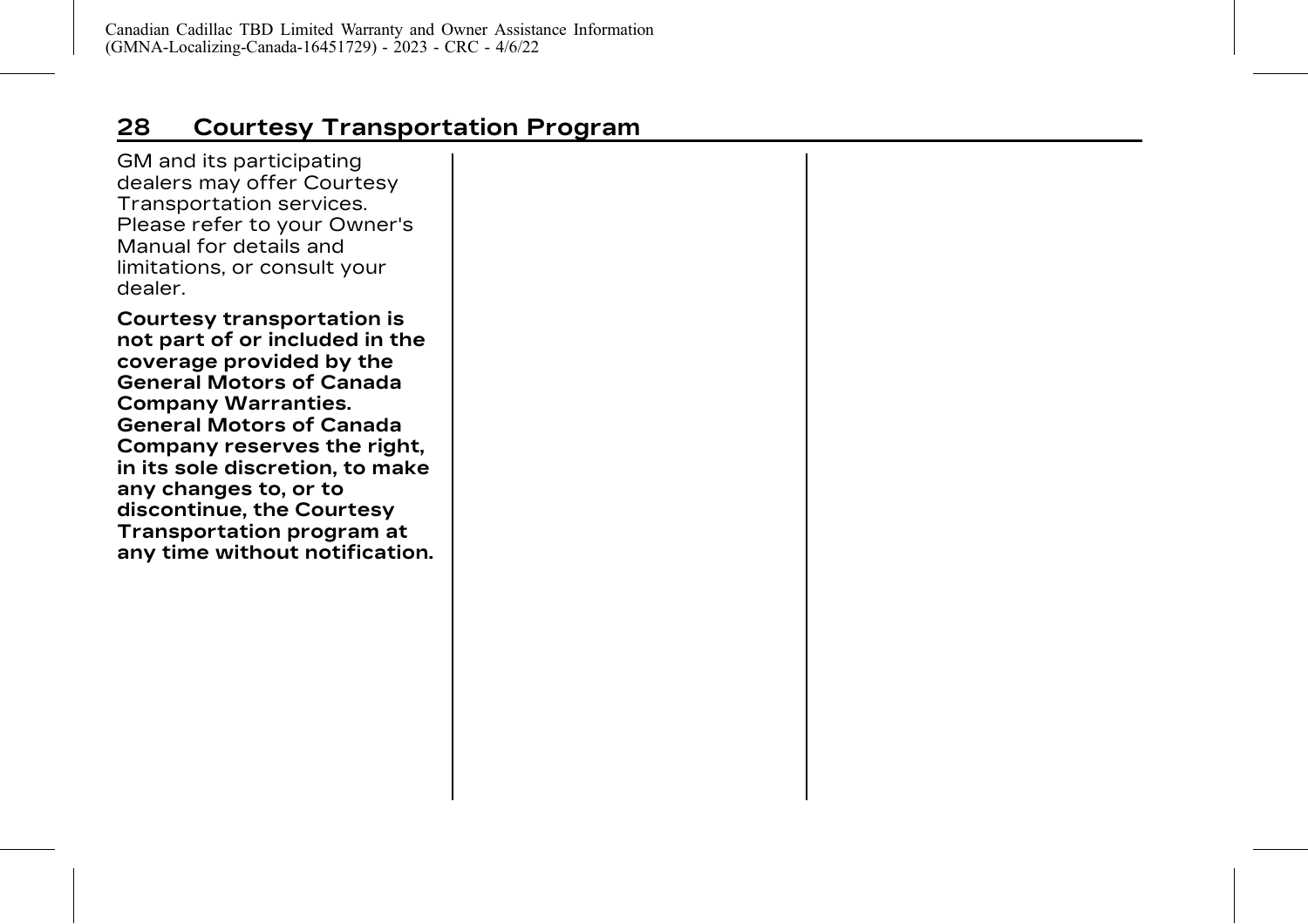## Courtesy Transportation Program

GM and its participating dealers may offer Courtesy Transportation services. Please refer to your Owner's Manual for details and limitations, or consult your dealer.

**Courtesy transportation is not part of or included in the coverage provided by the General Motors of Canada Company Warranties. General Motors of Canada Company reserves the right, in its sole discretion, to make any changes to, or to discontinue, the Courtesy Transportation program at any time without notification.**